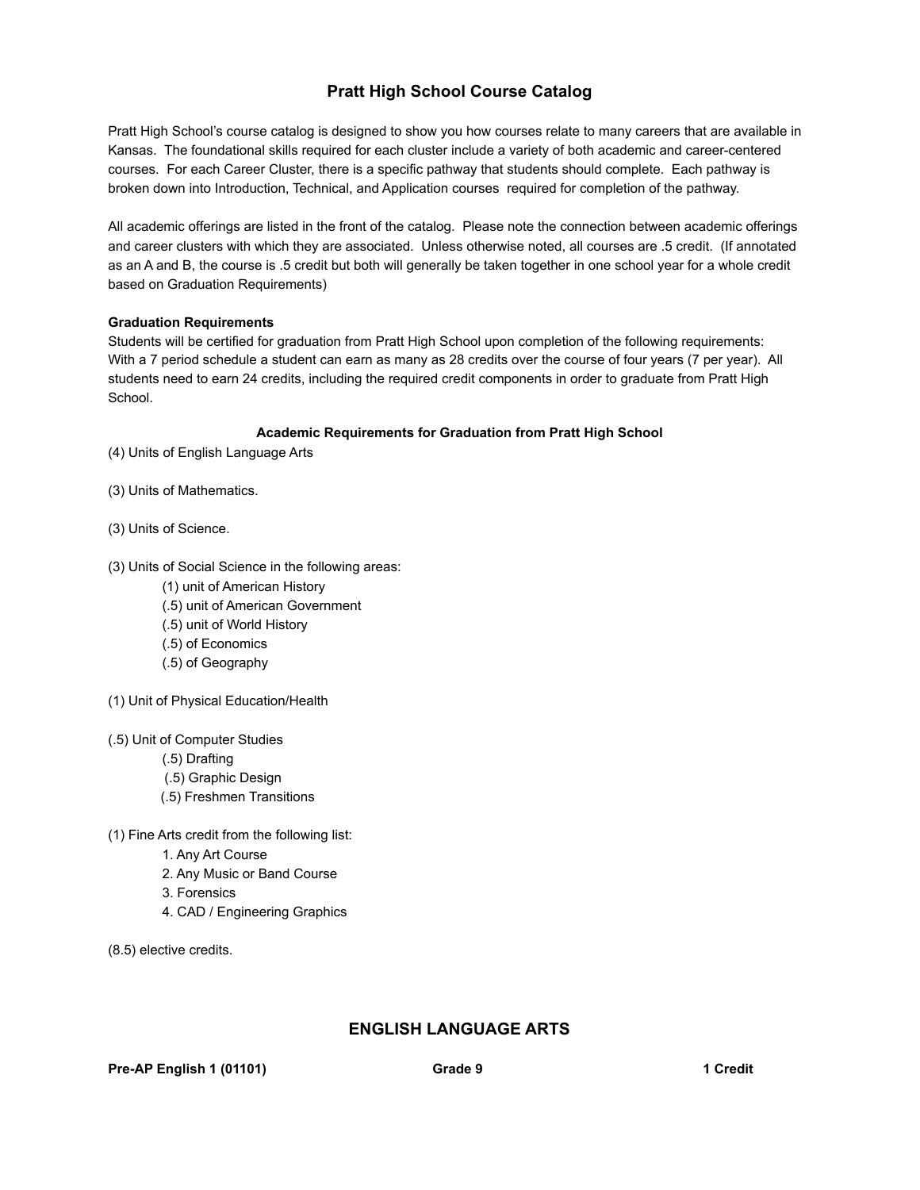# Pratt High School Course Catalog

Pratt High School's course catalog is designed to show you how courses relate to many careers that are available in Kansas. The foundational skills required for each cluster include a variety of both academic and career-centered courses. For each Career Cluster, there is a specific pathway that students should complete. Each pathway is broken down into Introduction, Technical, and Application courses required for completion of the pathway.

All academic offerings are listed in the front of the catalog. Please note the connection between academic offerings and career clusters with which they are associated. Unless otherwise noted, all courses are .5 credit. (If annotated as an A and B, the course is .5 credit but both will generally be taken together in one school year for a whole credit based on Graduation Requirements)

**Graduation Requirements**

Students will be certified for graduation from Pratt High School upon completion of the following requirements: With a 7 period schedule a student can earn as many as 28 credits over the course of four years (7 per year). All students need to earn 24 credits, including the required credit components in order to graduate from Pratt High School.

**Academic Requirements for Graduation from Pratt High School**

(4) Units of English Language Arts

(3) Units of Mathematics.

(3) Units of Science.

(3) Units of Social Science in the following areas:

- (1) unit of American History
- (.5) unit of American Government
- (.5) unit of World History
- (.5) of Economics
- (.5) of Geography

(1) Unit of Physical Education/Health

(.5) Unit of Computer Studies

- (.5) Drafting
- (.5) Graphic Design
- (.5) Freshmen Transitions

(1) Fine Arts credit from the following list:

1. Any Art Course
2. Any Music or Band Course
3. Forensics
4. CAD / Engineering Graphics

(8.5) elective credits.

## ENGLISH LANGUAGE ARTS

**Pre-AP English 1 (01101)** **Grade 9** **1 Credit**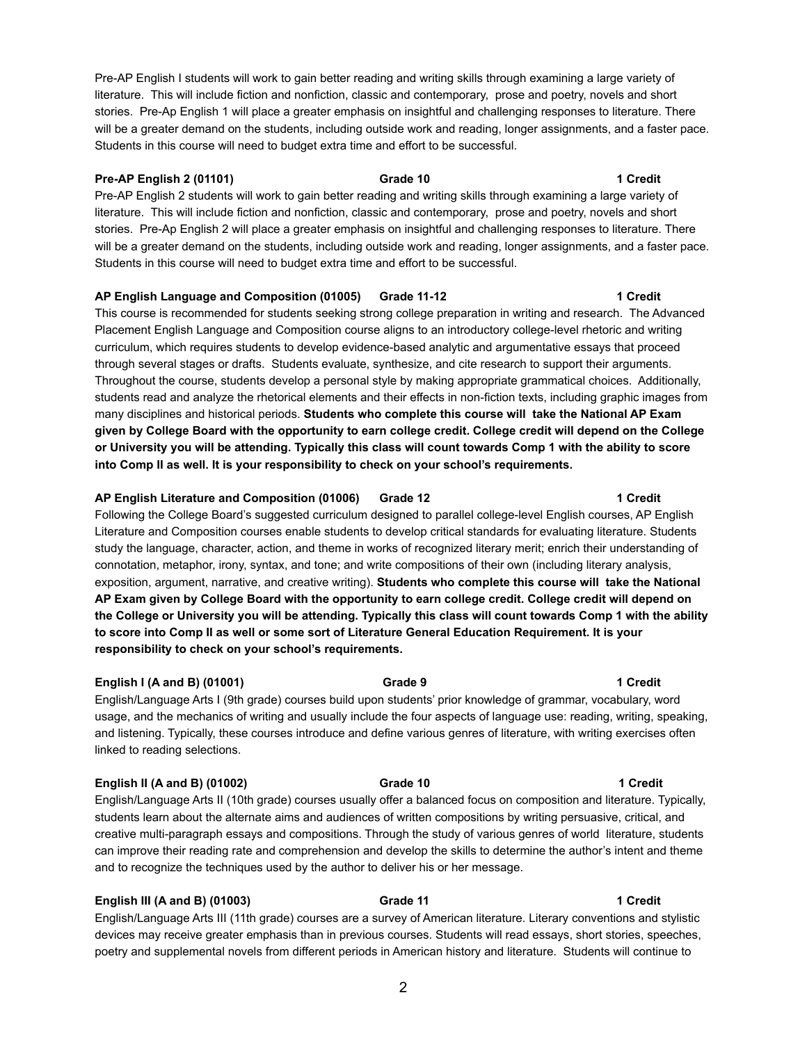Pre-AP English I students will work to gain better reading and writing skills through examining a large variety of literature. This will include fiction and nonfiction, classic and contemporary, prose and poetry, novels and short stories. Pre-Ap English 1 will place a greater emphasis on insightful and challenging responses to literature. There will be a greater demand on the students, including outside work and reading, longer assignments, and a faster pace. Students in this course will need to budget extra time and effort to be successful.

**Pre-AP English 2 (01101) Grade 10 1 Credit**

Pre-AP English 2 students will work to gain better reading and writing skills through examining a large variety of literature. This will include fiction and nonfiction, classic and contemporary, prose and poetry, novels and short stories. Pre-Ap English 2 will place a greater emphasis on insightful and challenging responses to literature. There will be a greater demand on the students, including outside work and reading, longer assignments, and a faster pace. Students in this course will need to budget extra time and effort to be successful.

**AP English Language and Composition (01005) Grade 11-12 1 Credit**

This course is recommended for students seeking strong college preparation in writing and research. The Advanced Placement English Language and Composition course aligns to an introductory college-level rhetoric and writing curriculum, which requires students to develop evidence-based analytic and argumentative essays that proceed through several stages or drafts. Students evaluate, synthesize, and cite research to support their arguments. Throughout the course, students develop a personal style by making appropriate grammatical choices. Additionally, students read and analyze the rhetorical elements and their effects in non-fiction texts, including graphic images from many disciplines and historical periods. **Students who complete this course will take the National AP Exam given by College Board with the opportunity to earn college credit. College credit will depend on the College or University you will be attending. Typically this class will count towards Comp 1 with the ability to score into Comp II as well. It is your responsibility to check on your school's requirements.**

**AP English Literature and Composition (01006) Grade 12 1 Credit**

Following the College Board's suggested curriculum designed to parallel college-level English courses, AP English Literature and Composition courses enable students to develop critical standards for evaluating literature. Students study the language, character, action, and theme in works of recognized literary merit; enrich their understanding of connotation, metaphor, irony, syntax, and tone; and write compositions of their own (including literary analysis, exposition, argument, narrative, and creative writing). **Students who complete this course will take the National AP Exam given by College Board with the opportunity to earn college credit. College credit will depend on the College or University you will be attending. Typically this class will count towards Comp 1 with the ability to score into Comp II as well or some sort of Literature General Education Requirement. It is your responsibility to check on your school's requirements.**

**English I (A and B) (01001) Grade 9 1 Credit**

English/Language Arts I (9th grade) courses build upon students' prior knowledge of grammar, vocabulary, word usage, and the mechanics of writing and usually include the four aspects of language use: reading, writing, speaking, and listening. Typically, these courses introduce and define various genres of literature, with writing exercises often linked to reading selections.

**English II (A and B) (01002) Grade 10 1 Credit**

English/Language Arts II (10th grade) courses usually offer a balanced focus on composition and literature. Typically, students learn about the alternate aims and audiences of written compositions by writing persuasive, critical, and creative multi-paragraph essays and compositions. Through the study of various genres of world literature, students can improve their reading rate and comprehension and develop the skills to determine the author's intent and theme and to recognize the techniques used by the author to deliver his or her message.

**English III (A and B) (01003) Grade 11 1 Credit**

English/Language Arts III (11th grade) courses are a survey of American literature. Literary conventions and stylistic devices may receive greater emphasis than in previous courses. Students will read essays, short stories, speeches, poetry and supplemental novels from different periods in American history and literature. Students will continue to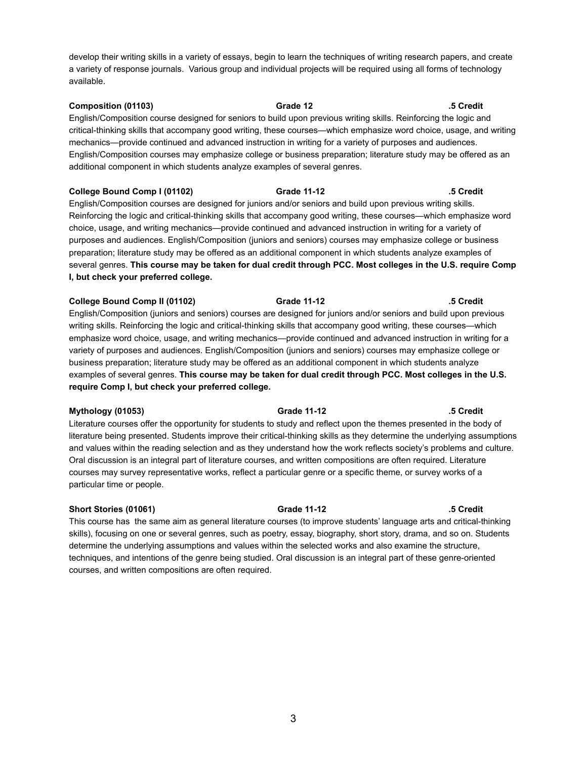develop their writing skills in a variety of essays, begin to learn the techniques of writing research papers, and create a variety of response journals. Various group and individual projects will be required using all forms of technology available.

**Composition (01103)** **Grade 12** **.5 Credit**

English/Composition course designed for seniors to build upon previous writing skills. Reinforcing the logic and critical-thinking skills that accompany good writing, these courses—which emphasize word choice, usage, and writing mechanics—provide continued and advanced instruction in writing for a variety of purposes and audiences. English/Composition courses may emphasize college or business preparation; literature study may be offered as an additional component in which students analyze examples of several genres.

**College Bound Comp I (01102)** **Grade 11-12** **.5 Credit**

English/Composition courses are designed for juniors and/or seniors and build upon previous writing skills. Reinforcing the logic and critical-thinking skills that accompany good writing, these courses—which emphasize word choice, usage, and writing mechanics—provide continued and advanced instruction in writing for a variety of purposes and audiences. English/Composition (juniors and seniors) courses may emphasize college or business preparation; literature study may be offered as an additional component in which students analyze examples of several genres. **This course may be taken for dual credit through PCC. Most colleges in the U.S. require Comp I, but check your preferred college.**

**College Bound Comp II (01102)** **Grade 11-12** **.5 Credit**

English/Composition (juniors and seniors) courses are designed for juniors and/or seniors and build upon previous writing skills. Reinforcing the logic and critical-thinking skills that accompany good writing, these courses—which emphasize word choice, usage, and writing mechanics—provide continued and advanced instruction in writing for a variety of purposes and audiences. English/Composition (juniors and seniors) courses may emphasize college or business preparation; literature study may be offered as an additional component in which students analyze examples of several genres. **This course may be taken for dual credit through PCC. Most colleges in the U.S. require Comp I, but check your preferred college.**

**Mythology (01053)** **Grade 11-12** **.5 Credit**

Literature courses offer the opportunity for students to study and reflect upon the themes presented in the body of literature being presented. Students improve their critical-thinking skills as they determine the underlying assumptions and values within the reading selection and as they understand how the work reflects society's problems and culture. Oral discussion is an integral part of literature courses, and written compositions are often required. Literature courses may survey representative works, reflect a particular genre or a specific theme, or survey works of a particular time or people.

**Short Stories (01061)** **Grade 11-12** **.5 Credit**

This course has the same aim as general literature courses (to improve students' language arts and critical-thinking skills), focusing on one or several genres, such as poetry, essay, biography, short story, drama, and so on. Students determine the underlying assumptions and values within the selected works and also examine the structure, techniques, and intentions of the genre being studied. Oral discussion is an integral part of these genre-oriented courses, and written compositions are often required.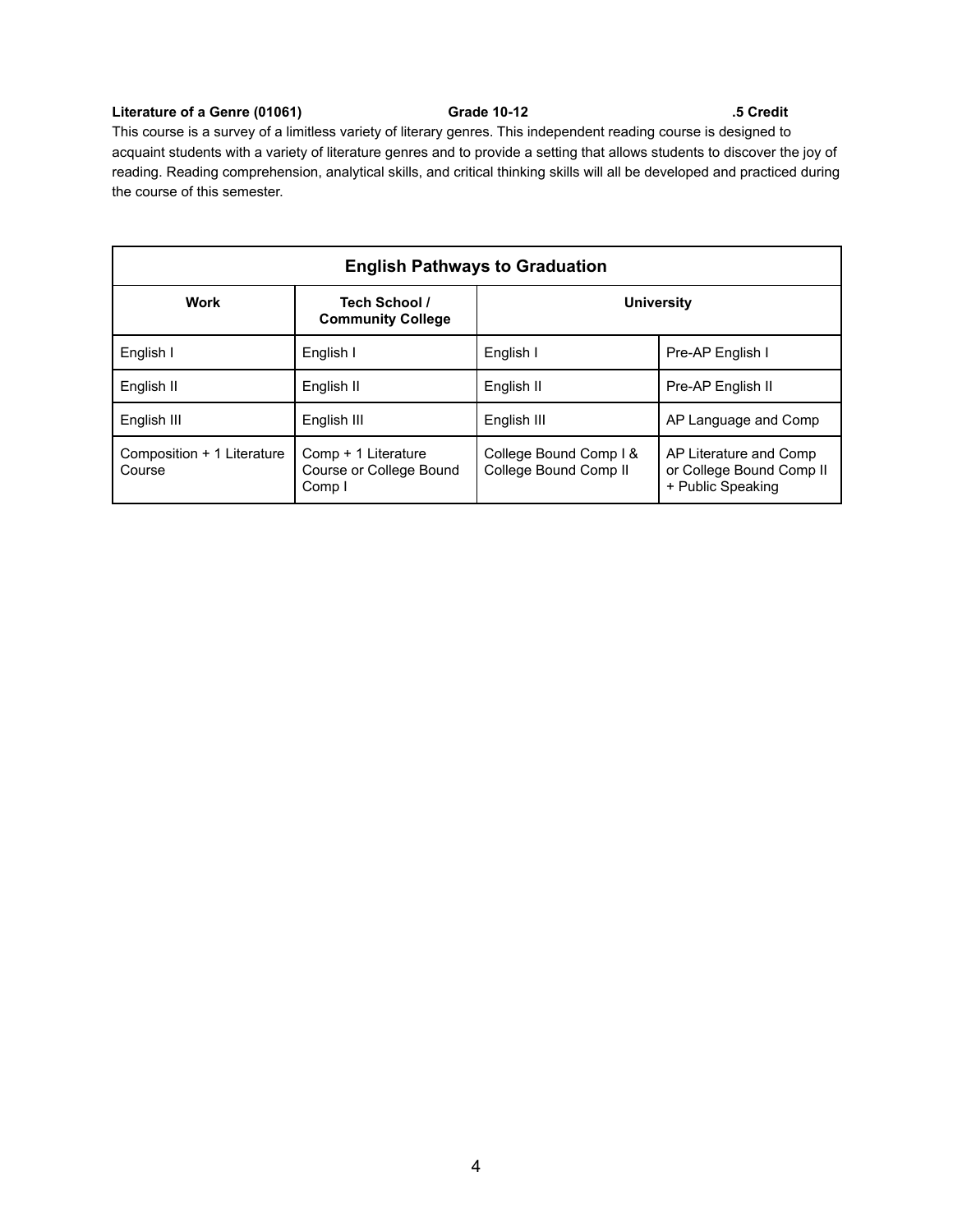**Literature of a Genre (01061) Grade 10-12 .5 Credit**

This course is a survey of a limitless variety of literary genres. This independent reading course is designed to acquaint students with a variety of literature genres and to provide a setting that allows students to discover the joy of reading. Reading comprehension, analytical skills, and critical thinking skills will all be developed and practiced during the course of this semester.

| English Pathways to Graduation | | | |
|---|---|---|---|
| **Work** | **Tech School / Community College** | **University** | |
| English I | English I | English I | Pre-AP English I |
| English II | English II | English II | Pre-AP English II |
| English III | English III | English III | AP Language and Comp |
| Composition + 1 Literature Course | Comp + 1 Literature Course or College Bound Comp I | College Bound Comp I & College Bound Comp II | AP Literature and Comp or College Bound Comp II + Public Speaking |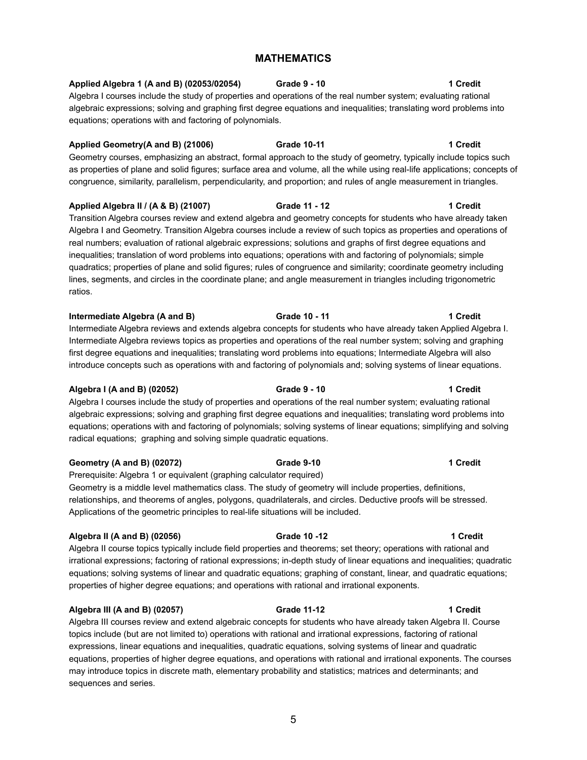# MATHEMATICS

**Applied Algebra 1 (A and B) (02053/02054) Grade 9 - 10 1 Credit**

Algebra I courses include the study of properties and operations of the real number system; evaluating rational algebraic expressions; solving and graphing first degree equations and inequalities; translating word problems into equations; operations with and factoring of polynomials.

**Applied Geometry(A and B) (21006) Grade 10-11 1 Credit**

Geometry courses, emphasizing an abstract, formal approach to the study of geometry, typically include topics such as properties of plane and solid figures; surface area and volume, all the while using real-life applications; concepts of congruence, similarity, parallelism, perpendicularity, and proportion; and rules of angle measurement in triangles.

**Applied Algebra II / (A & B) (21007) Grade 11 - 12 1 Credit**

Transition Algebra courses review and extend algebra and geometry concepts for students who have already taken Algebra I and Geometry. Transition Algebra courses include a review of such topics as properties and operations of real numbers; evaluation of rational algebraic expressions; solutions and graphs of first degree equations and inequalities; translation of word problems into equations; operations with and factoring of polynomials; simple quadratics; properties of plane and solid figures; rules of congruence and similarity; coordinate geometry including lines, segments, and circles in the coordinate plane; and angle measurement in triangles including trigonometric ratios.

**Intermediate Algebra (A and B) Grade 10 - 11 1 Credit**

Intermediate Algebra reviews and extends algebra concepts for students who have already taken Applied Algebra I. Intermediate Algebra reviews topics as properties and operations of the real number system; solving and graphing first degree equations and inequalities; translating word problems into equations; Intermediate Algebra will also introduce concepts such as operations with and factoring of polynomials and; solving systems of linear equations.

**Algebra I (A and B) (02052) Grade 9 - 10 1 Credit**

Algebra I courses include the study of properties and operations of the real number system; evaluating rational algebraic expressions; solving and graphing first degree equations and inequalities; translating word problems into equations; operations with and factoring of polynomials; solving systems of linear equations; simplifying and solving radical equations; graphing and solving simple quadratic equations.

**Geometry (A and B) (02072) Grade 9-10 1 Credit**

Prerequisite: Algebra 1 or equivalent (graphing calculator required)

Geometry is a middle level mathematics class. The study of geometry will include properties, definitions, relationships, and theorems of angles, polygons, quadrilaterals, and circles. Deductive proofs will be stressed. Applications of the geometric principles to real-life situations will be included.

**Algebra II (A and B) (02056) Grade 10 -12 1 Credit**

Algebra II course topics typically include field properties and theorems; set theory; operations with rational and irrational expressions; factoring of rational expressions; in-depth study of linear equations and inequalities; quadratic equations; solving systems of linear and quadratic equations; graphing of constant, linear, and quadratic equations; properties of higher degree equations; and operations with rational and irrational exponents.

**Algebra III (A and B) (02057) Grade 11-12 1 Credit**

Algebra III courses review and extend algebraic concepts for students who have already taken Algebra II. Course topics include (but are not limited to) operations with rational and irrational expressions, factoring of rational expressions, linear equations and inequalities, quadratic equations, solving systems of linear and quadratic equations, properties of higher degree equations, and operations with rational and irrational exponents. The courses may introduce topics in discrete math, elementary probability and statistics; matrices and determinants; and sequences and series.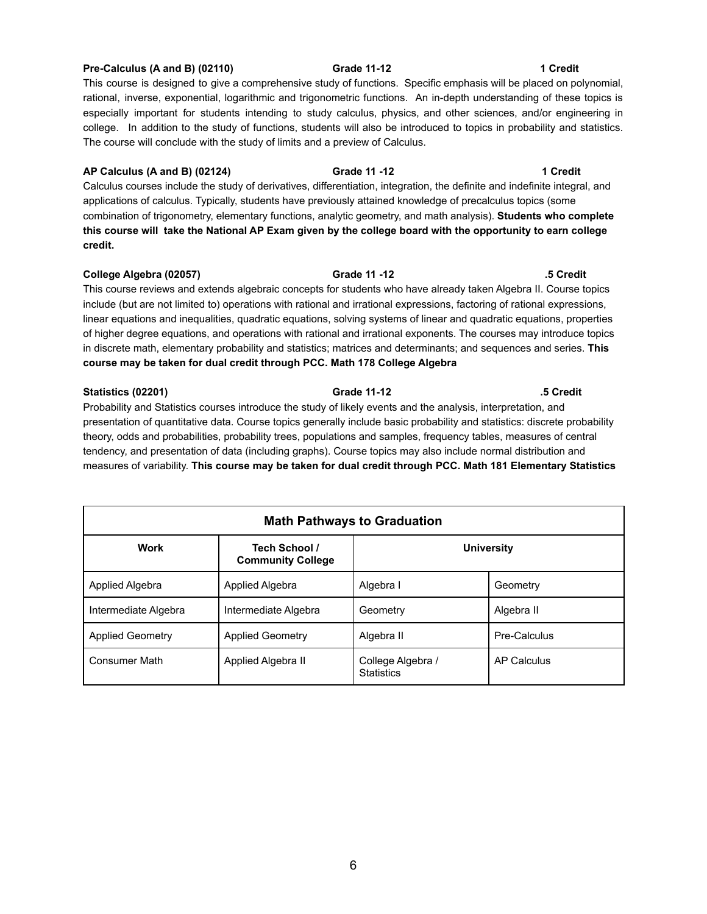**Pre-Calculus (A and B) (02110)** **Grade 11-12** **1 Credit**

This course is designed to give a comprehensive study of functions. Specific emphasis will be placed on polynomial, rational, inverse, exponential, logarithmic and trigonometric functions. An in-depth understanding of these topics is especially important for students intending to study calculus, physics, and other sciences, and/or engineering in college. In addition to the study of functions, students will also be introduced to topics in probability and statistics. The course will conclude with the study of limits and a preview of Calculus.

**AP Calculus (A and B) (02124)** **Grade 11 -12** **1 Credit**

Calculus courses include the study of derivatives, differentiation, integration, the definite and indefinite integral, and applications of calculus. Typically, students have previously attained knowledge of precalculus topics (some combination of trigonometry, elementary functions, analytic geometry, and math analysis). **Students who complete this course will take the National AP Exam given by the college board with the opportunity to earn college credit.**

**College Algebra (02057)** **Grade 11 -12** **.5 Credit**

This course reviews and extends algebraic concepts for students who have already taken Algebra II. Course topics include (but are not limited to) operations with rational and irrational expressions, factoring of rational expressions, linear equations and inequalities, quadratic equations, solving systems of linear and quadratic equations, properties of higher degree equations, and operations with rational and irrational exponents. The courses may introduce topics in discrete math, elementary probability and statistics; matrices and determinants; and sequences and series. **This course may be taken for dual credit through PCC. Math 178 College Algebra**

**Statistics (02201)** **Grade 11-12** **.5 Credit**

Probability and Statistics courses introduce the study of likely events and the analysis, interpretation, and presentation of quantitative data. Course topics generally include basic probability and statistics: discrete probability theory, odds and probabilities, probability trees, populations and samples, frequency tables, measures of central tendency, and presentation of data (including graphs). Course topics may also include normal distribution and measures of variability. **This course may be taken for dual credit through PCC. Math 181 Elementary Statistics**

**Math Pathways to Graduation**

| Work | Tech School / Community College | University | |
|---|---|---|---|
| Applied Algebra | Applied Algebra | Algebra I | Geometry |
| Intermediate Algebra | Intermediate Algebra | Geometry | Algebra II |
| Applied Geometry | Applied Geometry | Algebra II | Pre-Calculus |
| Consumer Math | Applied Algebra II | College Algebra / Statistics | AP Calculus |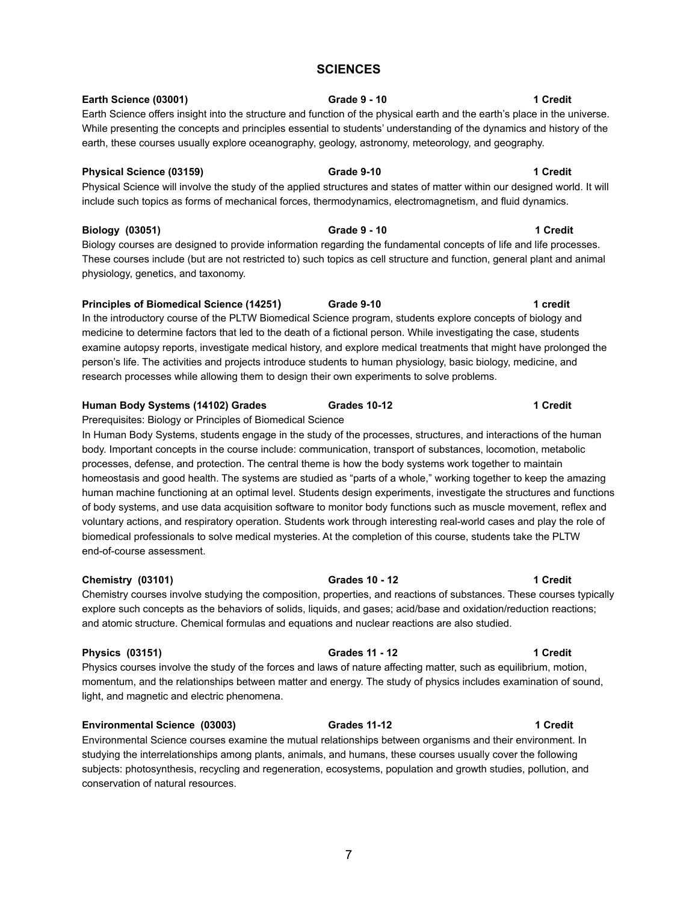## SCIENCES

**Earth Science (03001)** **Grade 9 - 10** **1 Credit**

Earth Science offers insight into the structure and function of the physical earth and the earth's place in the universe. While presenting the concepts and principles essential to students' understanding of the dynamics and history of the earth, these courses usually explore oceanography, geology, astronomy, meteorology, and geography.

**Physical Science (03159)** **Grade 9-10** **1 Credit**

Physical Science will involve the study of the applied structures and states of matter within our designed world. It will include such topics as forms of mechanical forces, thermodynamics, electromagnetism, and fluid dynamics.

**Biology (03051)** **Grade 9 - 10** **1 Credit**

Biology courses are designed to provide information regarding the fundamental concepts of life and life processes. These courses include (but are not restricted to) such topics as cell structure and function, general plant and animal physiology, genetics, and taxonomy.

**Principles of Biomedical Science (14251)** **Grade 9-10** **1 credit**

In the introductory course of the PLTW Biomedical Science program, students explore concepts of biology and medicine to determine factors that led to the death of a fictional person. While investigating the case, students examine autopsy reports, investigate medical history, and explore medical treatments that might have prolonged the person's life. The activities and projects introduce students to human physiology, basic biology, medicine, and research processes while allowing them to design their own experiments to solve problems.

**Human Body Systems (14102) Grades** **Grades 10-12** **1 Credit**

Prerequisites: Biology or Principles of Biomedical Science

In Human Body Systems, students engage in the study of the processes, structures, and interactions of the human body. Important concepts in the course include: communication, transport of substances, locomotion, metabolic processes, defense, and protection. The central theme is how the body systems work together to maintain homeostasis and good health. The systems are studied as "parts of a whole," working together to keep the amazing human machine functioning at an optimal level. Students design experiments, investigate the structures and functions of body systems, and use data acquisition software to monitor body functions such as muscle movement, reflex and voluntary actions, and respiratory operation. Students work through interesting real-world cases and play the role of biomedical professionals to solve medical mysteries. At the completion of this course, students take the PLTW end-of-course assessment.

**Chemistry (03101)** **Grades 10 - 12** **1 Credit**

Chemistry courses involve studying the composition, properties, and reactions of substances. These courses typically explore such concepts as the behaviors of solids, liquids, and gases; acid/base and oxidation/reduction reactions; and atomic structure. Chemical formulas and equations and nuclear reactions are also studied.

**Physics (03151)** **Grades 11 - 12** **1 Credit**

Physics courses involve the study of the forces and laws of nature affecting matter, such as equilibrium, motion, momentum, and the relationships between matter and energy. The study of physics includes examination of sound, light, and magnetic and electric phenomena.

**Environmental Science (03003)** **Grades 11-12** **1 Credit**

Environmental Science courses examine the mutual relationships between organisms and their environment. In studying the interrelationships among plants, animals, and humans, these courses usually cover the following subjects: photosynthesis, recycling and regeneration, ecosystems, population and growth studies, pollution, and conservation of natural resources.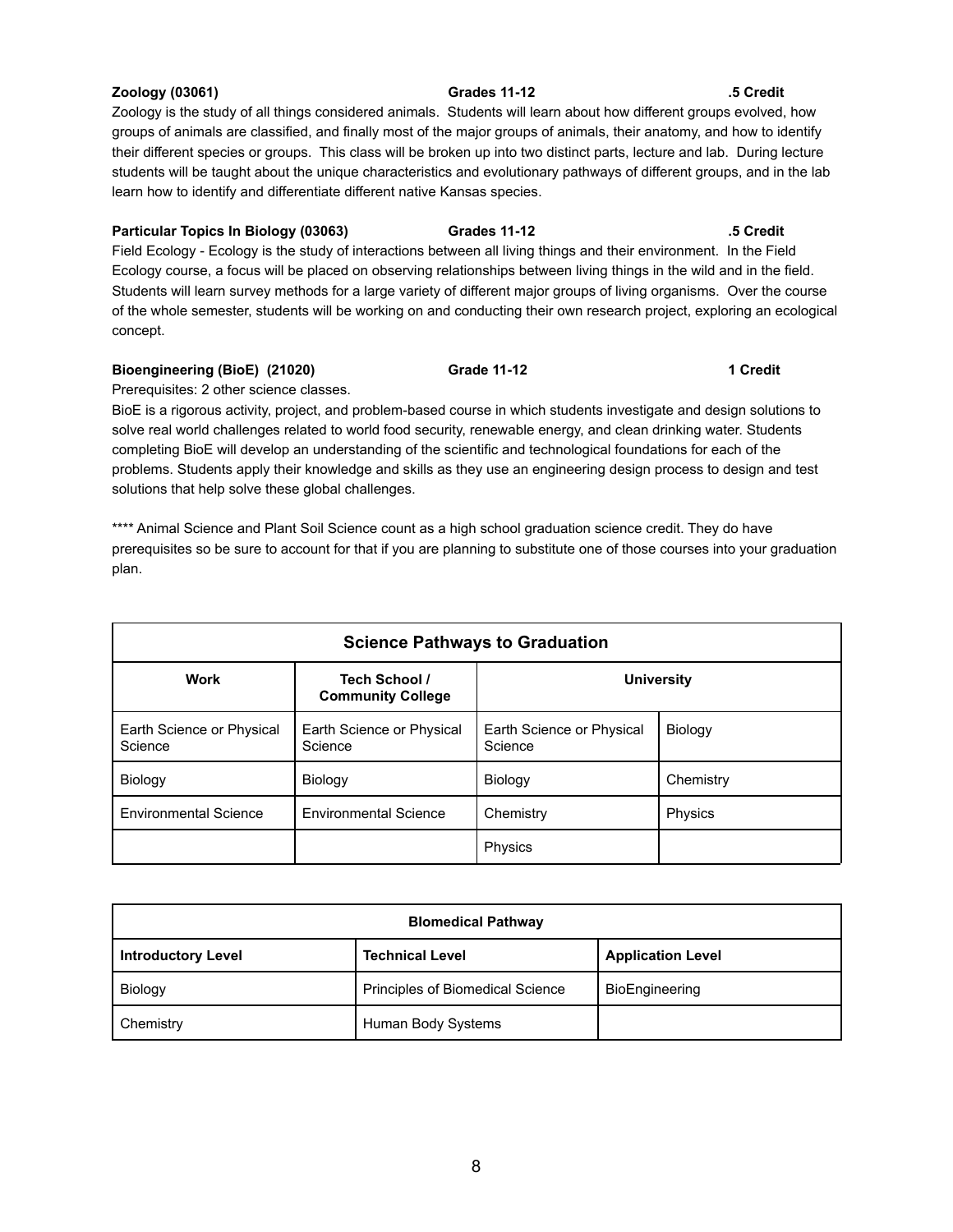**Zoology (03061)** **Grades 11-12** **.5 Credit**

Zoology is the study of all things considered animals. Students will learn about how different groups evolved, how groups of animals are classified, and finally most of the major groups of animals, their anatomy, and how to identify their different species or groups. This class will be broken up into two distinct parts, lecture and lab. During lecture students will be taught about the unique characteristics and evolutionary pathways of different groups, and in the lab learn how to identify and differentiate different native Kansas species.

**Particular Topics In Biology (03063)** **Grades 11-12** **.5 Credit**

Field Ecology - Ecology is the study of interactions between all living things and their environment. In the Field Ecology course, a focus will be placed on observing relationships between living things in the wild and in the field. Students will learn survey methods for a large variety of different major groups of living organisms. Over the course of the whole semester, students will be working on and conducting their own research project, exploring an ecological concept.

**Bioengineering (BioE) (21020)** **Grade 11-12** **1 Credit**

Prerequisites: 2 other science classes.

BioE is a rigorous activity, project, and problem-based course in which students investigate and design solutions to solve real world challenges related to world food security, renewable energy, and clean drinking water. Students completing BioE will develop an understanding of the scientific and technological foundations for each of the problems. Students apply their knowledge and skills as they use an engineering design process to design and test solutions that help solve these global challenges.

**** Animal Science and Plant Soil Science count as a high school graduation science credit. They do have prerequisites so be sure to account for that if you are planning to substitute one of those courses into your graduation plan.

| **Science Pathways to Graduation** | | | |
|---|---|---|---|
| **Work** | **Tech School / Community College** | **University** | |
| Earth Science or Physical Science | Earth Science or Physical Science | Earth Science or Physical Science | Biology |
| Biology | Biology | Biology | Chemistry |
| Environmental Science | Environmental Science | Chemistry | Physics |
| | | Physics | |

| **Blomedical Pathway** | | |
|---|---|---|
| **Introductory Level** | **Technical Level** | **Application Level** |
| Biology | Principles of Biomedical Science | BioEngineering |
| Chemistry | Human Body Systems | |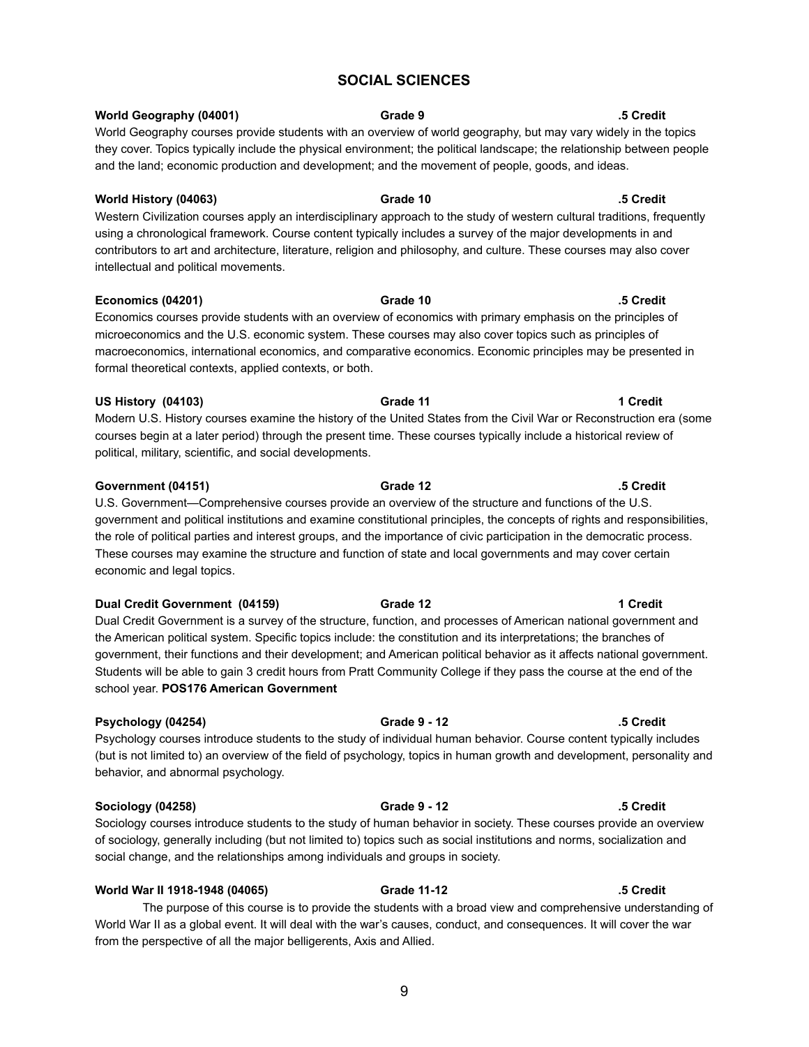## SOCIAL SCIENCES

**World Geography (04001)** **Grade 9** **.5 Credit**

World Geography courses provide students with an overview of world geography, but may vary widely in the topics they cover. Topics typically include the physical environment; the political landscape; the relationship between people and the land; economic production and development; and the movement of people, goods, and ideas.

**World History (04063)** **Grade 10** **.5 Credit**

Western Civilization courses apply an interdisciplinary approach to the study of western cultural traditions, frequently using a chronological framework. Course content typically includes a survey of the major developments in and contributors to art and architecture, literature, religion and philosophy, and culture. These courses may also cover intellectual and political movements.

**Economics (04201)** **Grade 10** **.5 Credit**

Economics courses provide students with an overview of economics with primary emphasis on the principles of microeconomics and the U.S. economic system. These courses may also cover topics such as principles of macroeconomics, international economics, and comparative economics. Economic principles may be presented in formal theoretical contexts, applied contexts, or both.

**US History (04103)** **Grade 11** **1 Credit**

Modern U.S. History courses examine the history of the United States from the Civil War or Reconstruction era (some courses begin at a later period) through the present time. These courses typically include a historical review of political, military, scientific, and social developments.

**Government (04151)** **Grade 12** **.5 Credit**

U.S. Government—Comprehensive courses provide an overview of the structure and functions of the U.S. government and political institutions and examine constitutional principles, the concepts of rights and responsibilities, the role of political parties and interest groups, and the importance of civic participation in the democratic process. These courses may examine the structure and function of state and local governments and may cover certain economic and legal topics.

**Dual Credit Government (04159)** **Grade 12** **1 Credit**

Dual Credit Government is a survey of the structure, function, and processes of American national government and the American political system. Specific topics include: the constitution and its interpretations; the branches of government, their functions and their development; and American political behavior as it affects national government. Students will be able to gain 3 credit hours from Pratt Community College if they pass the course at the end of the school year. **POS176 American Government**

**Psychology (04254)** **Grade 9 - 12** **.5 Credit**

Psychology courses introduce students to the study of individual human behavior. Course content typically includes (but is not limited to) an overview of the field of psychology, topics in human growth and development, personality and behavior, and abnormal psychology.

**Sociology (04258)** **Grade 9 - 12** **.5 Credit**

Sociology courses introduce students to the study of human behavior in society. These courses provide an overview of sociology, generally including (but not limited to) topics such as social institutions and norms, socialization and social change, and the relationships among individuals and groups in society.

**World War II 1918-1948 (04065)** **Grade 11-12** **.5 Credit**

The purpose of this course is to provide the students with a broad view and comprehensive understanding of World War II as a global event. It will deal with the war's causes, conduct, and consequences. It will cover the war from the perspective of all the major belligerents, Axis and Allied.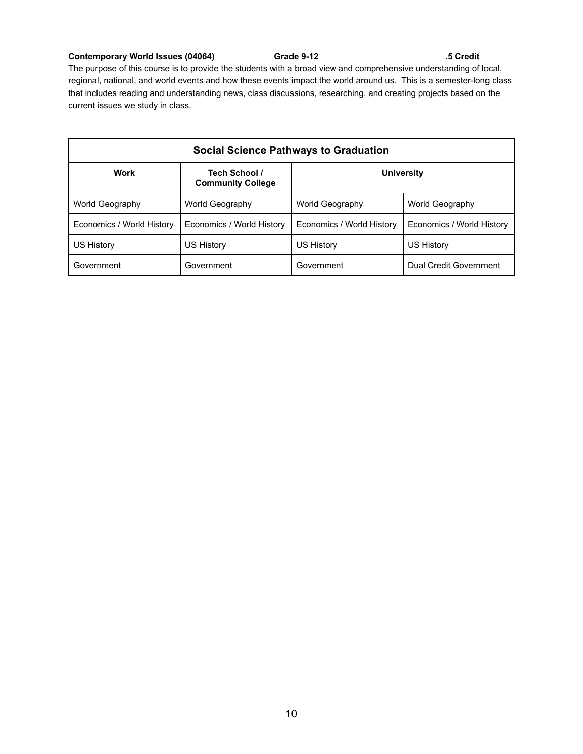**Contemporary World Issues (04064) Grade 9-12 .5 Credit**

The purpose of this course is to provide the students with a broad view and comprehensive understanding of local, regional, national, and world events and how these events impact the world around us. This is a semester-long class that includes reading and understanding news, class discussions, researching, and creating projects based on the current issues we study in class.

| Social Science Pathways to Graduation | | | |
|---|---|---|---|
| **Work** | **Tech School / Community College** | **University** | |
| World Geography | World Geography | World Geography | World Geography |
| Economics / World History | Economics / World History | Economics / World History | Economics / World History |
| US History | US History | US History | US History |
| Government | Government | Government | Dual Credit Government |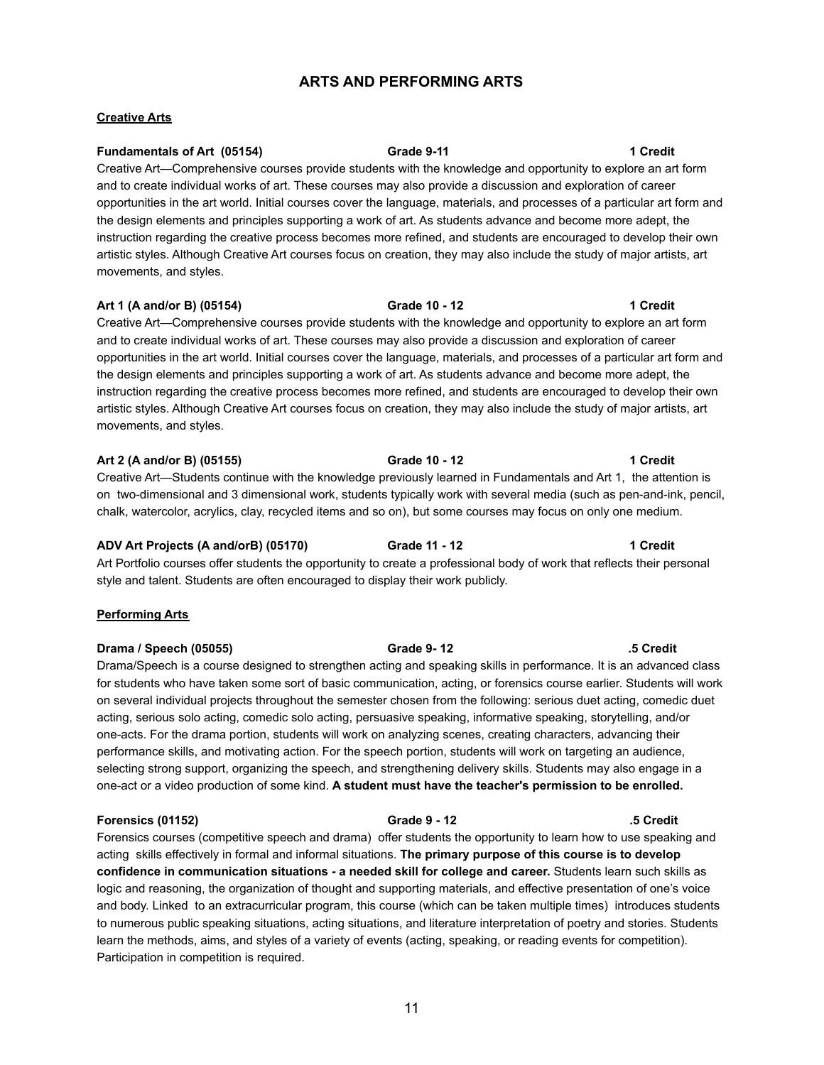# ARTS AND PERFORMING ARTS

## Creative Arts

**Fundamentals of Art (05154)** **Grade 9-11** **1 Credit**

Creative Art—Comprehensive courses provide students with the knowledge and opportunity to explore an art form and to create individual works of art. These courses may also provide a discussion and exploration of career opportunities in the art world. Initial courses cover the language, materials, and processes of a particular art form and the design elements and principles supporting a work of art. As students advance and become more adept, the instruction regarding the creative process becomes more refined, and students are encouraged to develop their own artistic styles. Although Creative Art courses focus on creation, they may also include the study of major artists, art movements, and styles.

**Art 1 (A and/or B) (05154)** **Grade 10 - 12** **1 Credit**

Creative Art—Comprehensive courses provide students with the knowledge and opportunity to explore an art form and to create individual works of art. These courses may also provide a discussion and exploration of career opportunities in the art world. Initial courses cover the language, materials, and processes of a particular art form and the design elements and principles supporting a work of art. As students advance and become more adept, the instruction regarding the creative process becomes more refined, and students are encouraged to develop their own artistic styles. Although Creative Art courses focus on creation, they may also include the study of major artists, art movements, and styles.

**Art 2 (A and/or B) (05155)** **Grade 10 - 12** **1 Credit**

Creative Art—Students continue with the knowledge previously learned in Fundamentals and Art 1, the attention is on two-dimensional and 3 dimensional work, students typically work with several media (such as pen-and-ink, pencil, chalk, watercolor, acrylics, clay, recycled items and so on), but some courses may focus on only one medium.

**ADV Art Projects (A and/orB) (05170)** **Grade 11 - 12** **1 Credit**

Art Portfolio courses offer students the opportunity to create a professional body of work that reflects their personal style and talent. Students are often encouraged to display their work publicly.

## Performing Arts

**Drama / Speech (05055)** **Grade 9- 12** **.5 Credit**

Drama/Speech is a course designed to strengthen acting and speaking skills in performance. It is an advanced class for students who have taken some sort of basic communication, acting, or forensics course earlier. Students will work on several individual projects throughout the semester chosen from the following: serious duet acting, comedic duet acting, serious solo acting, comedic solo acting, persuasive speaking, informative speaking, storytelling, and/or one-acts. For the drama portion, students will work on analyzing scenes, creating characters, advancing their performance skills, and motivating action. For the speech portion, students will work on targeting an audience, selecting strong support, organizing the speech, and strengthening delivery skills. Students may also engage in a one-act or a video production of some kind. **A student must have the teacher's permission to be enrolled.**

**Forensics (01152)** **Grade 9 - 12** **.5 Credit**

Forensics courses (competitive speech and drama) offer students the opportunity to learn how to use speaking and acting skills effectively in formal and informal situations. **The primary purpose of this course is to develop confidence in communication situations - a needed skill for college and career.** Students learn such skills as logic and reasoning, the organization of thought and supporting materials, and effective presentation of one's voice and body. Linked to an extracurricular program, this course (which can be taken multiple times) introduces students to numerous public speaking situations, acting situations, and literature interpretation of poetry and stories. Students learn the methods, aims, and styles of a variety of events (acting, speaking, or reading events for competition). Participation in competition is required.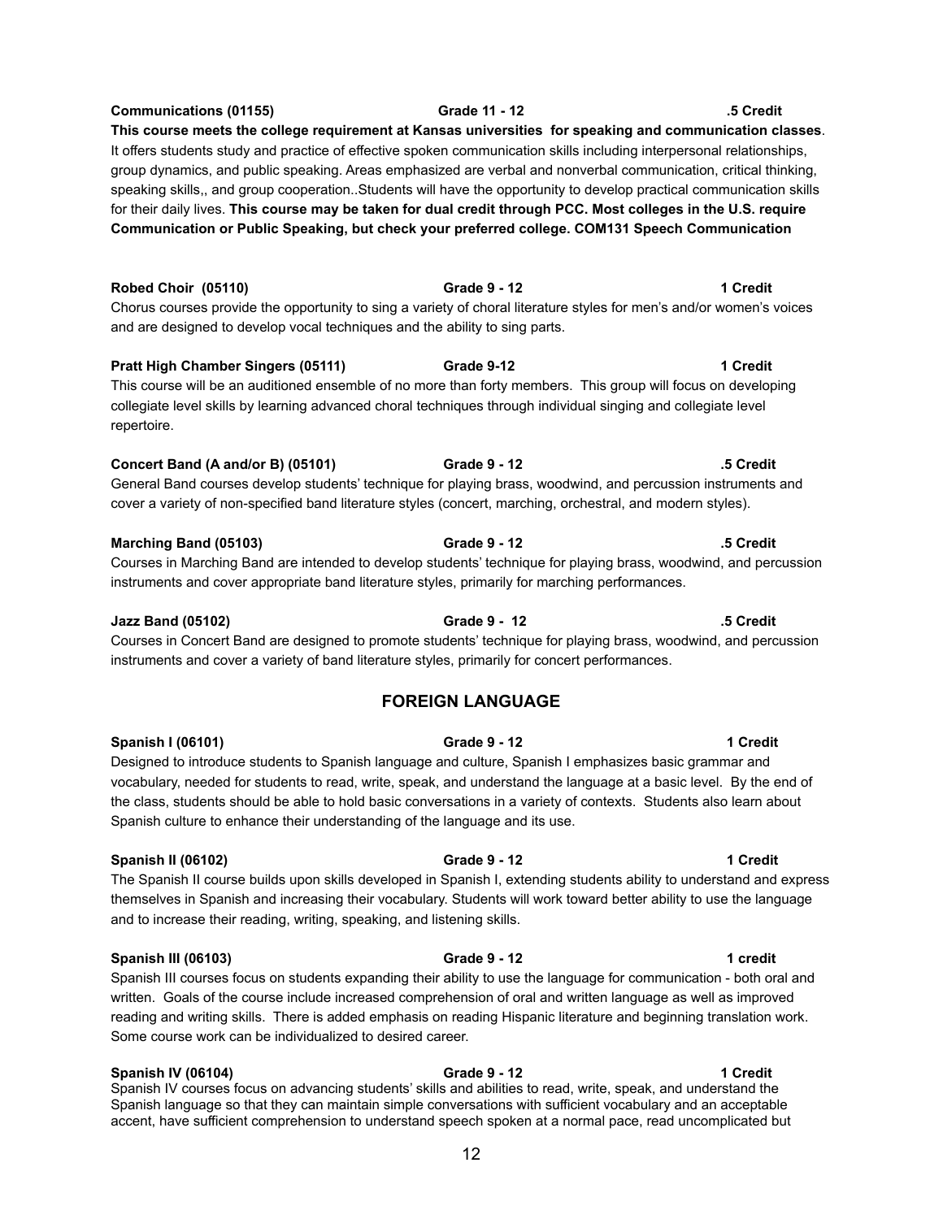**Communications (01155) Grade 11 - 12 .5 Credit**

**This course meets the college requirement at Kansas universities for speaking and communication classes**. It offers students study and practice of effective spoken communication skills including interpersonal relationships, group dynamics, and public speaking. Areas emphasized are verbal and nonverbal communication, critical thinking, speaking skills,, and group cooperation..Students will have the opportunity to develop practical communication skills for their daily lives. **This course may be taken for dual credit through PCC. Most colleges in the U.S. require Communication or Public Speaking, but check your preferred college. COM131 Speech Communication**

**Robed Choir (05110) Grade 9 - 12 1 Credit**

Chorus courses provide the opportunity to sing a variety of choral literature styles for men's and/or women's voices and are designed to develop vocal techniques and the ability to sing parts.

**Pratt High Chamber Singers (05111) Grade 9-12 1 Credit**

This course will be an auditioned ensemble of no more than forty members. This group will focus on developing collegiate level skills by learning advanced choral techniques through individual singing and collegiate level repertoire.

**Concert Band (A and/or B) (05101) Grade 9 - 12 .5 Credit**

General Band courses develop students' technique for playing brass, woodwind, and percussion instruments and cover a variety of non-specified band literature styles (concert, marching, orchestral, and modern styles).

**Marching Band (05103) Grade 9 - 12 .5 Credit**

Courses in Marching Band are intended to develop students' technique for playing brass, woodwind, and percussion instruments and cover appropriate band literature styles, primarily for marching performances.

**Jazz Band (05102) Grade 9 - 12 .5 Credit**

Courses in Concert Band are designed to promote students' technique for playing brass, woodwind, and percussion instruments and cover a variety of band literature styles, primarily for concert performances.

## FOREIGN LANGUAGE

**Spanish I (06101) Grade 9 - 12 1 Credit**

Designed to introduce students to Spanish language and culture, Spanish I emphasizes basic grammar and vocabulary, needed for students to read, write, speak, and understand the language at a basic level. By the end of the class, students should be able to hold basic conversations in a variety of contexts. Students also learn about Spanish culture to enhance their understanding of the language and its use.

**Spanish II (06102) Grade 9 - 12 1 Credit**

The Spanish II course builds upon skills developed in Spanish I, extending students ability to understand and express themselves in Spanish and increasing their vocabulary. Students will work toward better ability to use the language and to increase their reading, writing, speaking, and listening skills.

**Spanish III (06103) Grade 9 - 12 1 credit**

Spanish III courses focus on students expanding their ability to use the language for communication - both oral and written. Goals of the course include increased comprehension of oral and written language as well as improved reading and writing skills. There is added emphasis on reading Hispanic literature and beginning translation work. Some course work can be individualized to desired career.

**Spanish IV (06104) Grade 9 - 12 1 Credit**

Spanish IV courses focus on advancing students' skills and abilities to read, write, speak, and understand the Spanish language so that they can maintain simple conversations with sufficient vocabulary and an acceptable accent, have sufficient comprehension to understand speech spoken at a normal pace, read uncomplicated but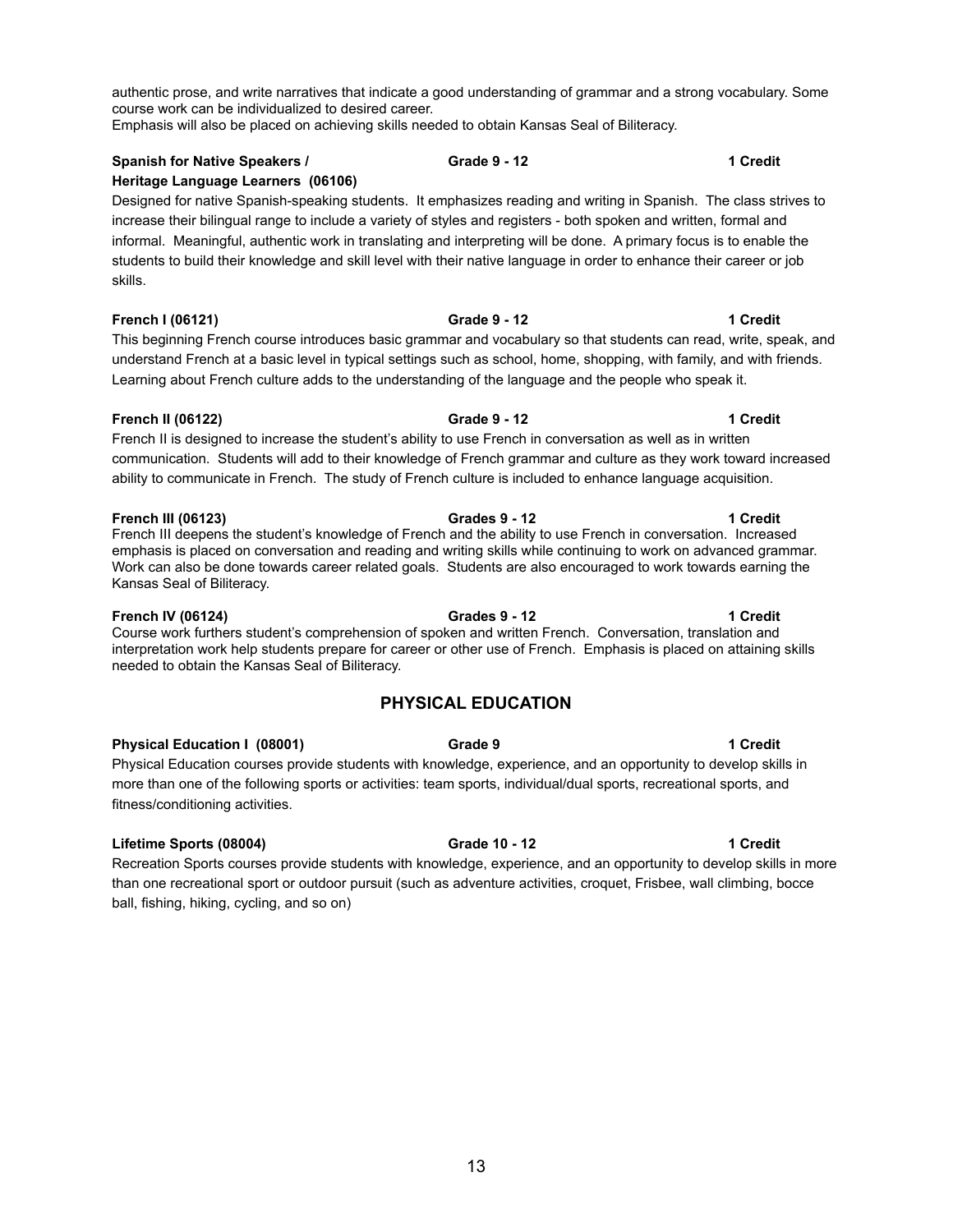authentic prose, and write narratives that indicate a good understanding of grammar and a strong vocabulary. Some course work can be individualized to desired career.
Emphasis will also be placed on achieving skills needed to obtain Kansas Seal of Biliteracy.

**Spanish for Native Speakers / Heritage Language Learners (06106)** **Grade 9 - 12** **1 Credit**

Designed for native Spanish-speaking students. It emphasizes reading and writing in Spanish. The class strives to increase their bilingual range to include a variety of styles and registers - both spoken and written, formal and informal. Meaningful, authentic work in translating and interpreting will be done. A primary focus is to enable the students to build their knowledge and skill level with their native language in order to enhance their career or job skills.

**French I (06121)** **Grade 9 - 12** **1 Credit**

This beginning French course introduces basic grammar and vocabulary so that students can read, write, speak, and understand French at a basic level in typical settings such as school, home, shopping, with family, and with friends. Learning about French culture adds to the understanding of the language and the people who speak it.

**French II (06122)** **Grade 9 - 12** **1 Credit**

French II is designed to increase the student's ability to use French in conversation as well as in written communication. Students will add to their knowledge of French grammar and culture as they work toward increased ability to communicate in French. The study of French culture is included to enhance language acquisition.

**French III (06123)** **Grades 9 - 12** **1 Credit**

French III deepens the student's knowledge of French and the ability to use French in conversation. Increased emphasis is placed on conversation and reading and writing skills while continuing to work on advanced grammar. Work can also be done towards career related goals. Students are also encouraged to work towards earning the Kansas Seal of Biliteracy.

**French IV (06124)** **Grades 9 - 12** **1 Credit**

Course work furthers student's comprehension of spoken and written French. Conversation, translation and interpretation work help students prepare for career or other use of French. Emphasis is placed on attaining skills needed to obtain the Kansas Seal of Biliteracy.

## PHYSICAL EDUCATION

**Physical Education I (08001)** **Grade 9** **1 Credit**

Physical Education courses provide students with knowledge, experience, and an opportunity to develop skills in more than one of the following sports or activities: team sports, individual/dual sports, recreational sports, and fitness/conditioning activities.

**Lifetime Sports (08004)** **Grade 10 - 12** **1 Credit**

Recreation Sports courses provide students with knowledge, experience, and an opportunity to develop skills in more than one recreational sport or outdoor pursuit (such as adventure activities, croquet, Frisbee, wall climbing, bocce ball, fishing, hiking, cycling, and so on)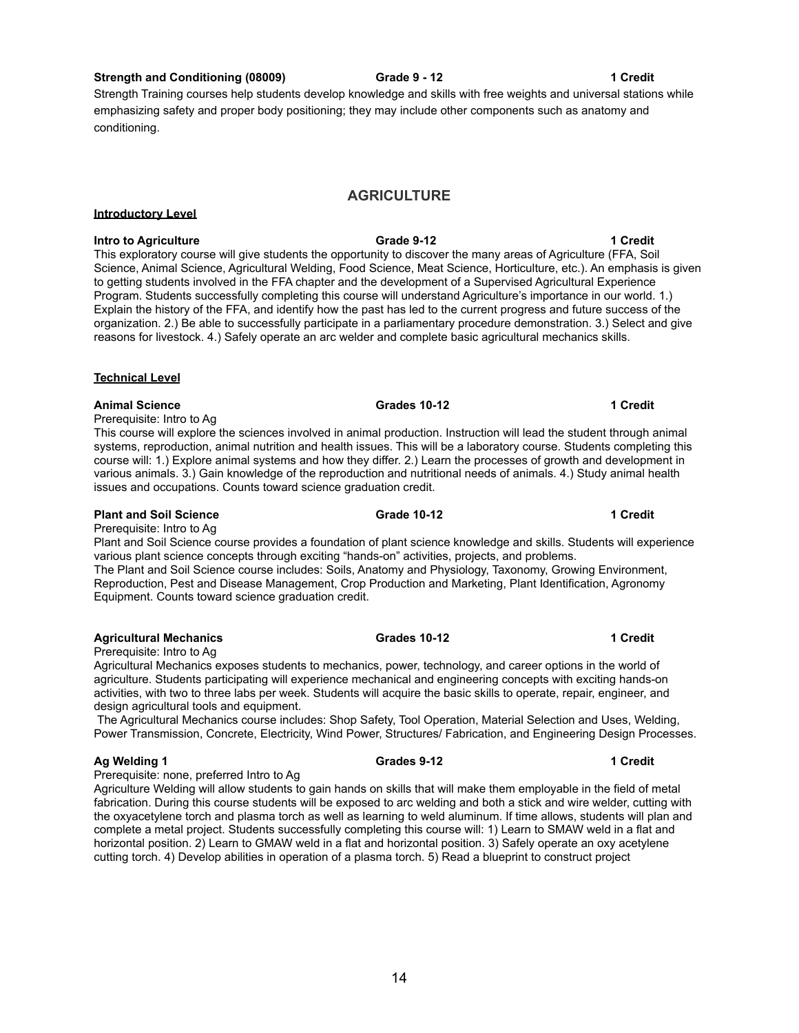**Strength and Conditioning (08009)** **Grade 9 - 12** **1 Credit**

Strength Training courses help students develop knowledge and skills with free weights and universal stations while emphasizing safety and proper body positioning; they may include other components such as anatomy and conditioning.

## AGRICULTURE

**Introductory Level**

**Intro to Agriculture** **Grade 9-12** **1 Credit**

This exploratory course will give students the opportunity to discover the many areas of Agriculture (FFA, Soil Science, Animal Science, Agricultural Welding, Food Science, Meat Science, Horticulture, etc.). An emphasis is given to getting students involved in the FFA chapter and the development of a Supervised Agricultural Experience Program. Students successfully completing this course will understand Agriculture's importance in our world. 1.) Explain the history of the FFA, and identify how the past has led to the current progress and future success of the organization. 2.) Be able to successfully participate in a parliamentary procedure demonstration. 3.) Select and give reasons for livestock. 4.) Safely operate an arc welder and complete basic agricultural mechanics skills.

**Technical Level**

**Animal Science** **Grades 10-12** **1 Credit**

Prerequisite: Intro to Ag

This course will explore the sciences involved in animal production. Instruction will lead the student through animal systems, reproduction, animal nutrition and health issues. This will be a laboratory course. Students completing this course will: 1.) Explore animal systems and how they differ. 2.) Learn the processes of growth and development in various animals. 3.) Gain knowledge of the reproduction and nutritional needs of animals. 4.) Study animal health issues and occupations. Counts toward science graduation credit.

**Plant and Soil Science** **Grade 10-12** **1 Credit**

Prerequisite: Intro to Ag

Plant and Soil Science course provides a foundation of plant science knowledge and skills. Students will experience various plant science concepts through exciting "hands-on" activities, projects, and problems.

The Plant and Soil Science course includes: Soils, Anatomy and Physiology, Taxonomy, Growing Environment, Reproduction, Pest and Disease Management, Crop Production and Marketing, Plant Identification, Agronomy Equipment. Counts toward science graduation credit.

**Agricultural Mechanics** **Grades 10-12** **1 Credit**

Prerequisite: Intro to Ag

Agricultural Mechanics exposes students to mechanics, power, technology, and career options in the world of agriculture. Students participating will experience mechanical and engineering concepts with exciting hands-on activities, with two to three labs per week. Students will acquire the basic skills to operate, repair, engineer, and design agricultural tools and equipment.

The Agricultural Mechanics course includes: Shop Safety, Tool Operation, Material Selection and Uses, Welding, Power Transmission, Concrete, Electricity, Wind Power, Structures/ Fabrication, and Engineering Design Processes.

**Ag Welding 1** **Grades 9-12** **1 Credit**

Prerequisite: none, preferred Intro to Ag

Agriculture Welding will allow students to gain hands on skills that will make them employable in the field of metal fabrication. During this course students will be exposed to arc welding and both a stick and wire welder, cutting with the oxyacetylene torch and plasma torch as well as learning to weld aluminum. If time allows, students will plan and complete a metal project. Students successfully completing this course will: 1) Learn to SMAW weld in a flat and horizontal position. 2) Learn to GMAW weld in a flat and horizontal position. 3) Safely operate an oxy acetylene cutting torch. 4) Develop abilities in operation of a plasma torch. 5) Read a blueprint to construct project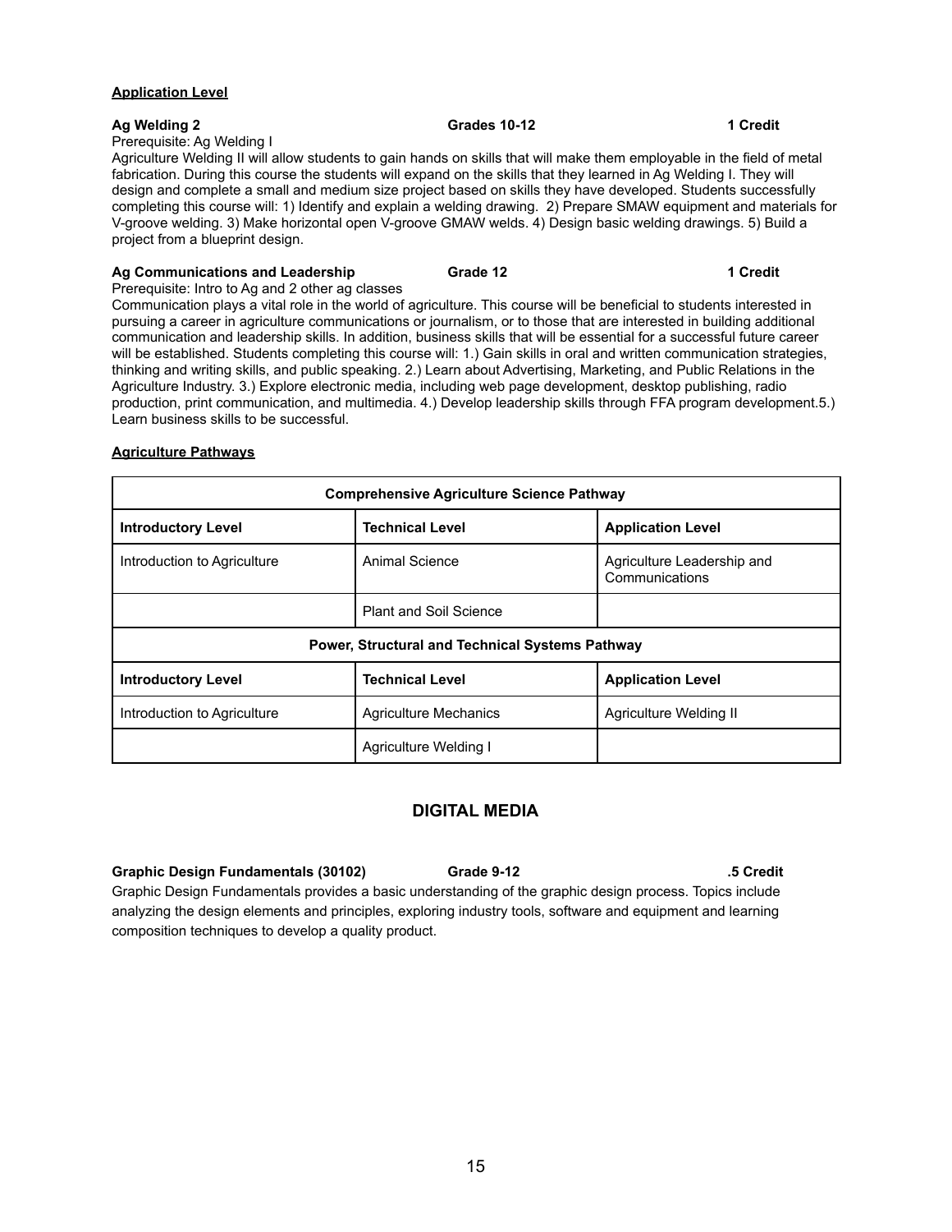**Application Level**

**Ag Welding 2** **Grades 10-12** **1 Credit**

Prerequisite: Ag Welding I

Agriculture Welding II will allow students to gain hands on skills that will make them employable in the field of metal fabrication. During this course the students will expand on the skills that they learned in Ag Welding I. They will design and complete a small and medium size project based on skills they have developed. Students successfully completing this course will: 1) Identify and explain a welding drawing. 2) Prepare SMAW equipment and materials for V-groove welding. 3) Make horizontal open V-groove GMAW welds. 4) Design basic welding drawings. 5) Build a project from a blueprint design.

**Ag Communications and Leadership** **Grade 12** **1 Credit**

Prerequisite: Intro to Ag and 2 other ag classes

Communication plays a vital role in the world of agriculture. This course will be beneficial to students interested in pursuing a career in agriculture communications or journalism, or to those that are interested in building additional communication and leadership skills. In addition, business skills that will be essential for a successful future career will be established. Students completing this course will: 1.) Gain skills in oral and written communication strategies, thinking and writing skills, and public speaking. 2.) Learn about Advertising, Marketing, and Public Relations in the Agriculture Industry. 3.) Explore electronic media, including web page development, desktop publishing, radio production, print communication, and multimedia. 4.) Develop leadership skills through FFA program development.5.) Learn business skills to be successful.

**Agriculture Pathways**

| **Comprehensive Agriculture Science Pathway** | | |
|---|---|---|
| **Introductory Level** | **Technical Level** | **Application Level** |
| Introduction to Agriculture | Animal Science | Agriculture Leadership and Communications |
| | Plant and Soil Science | |
| **Power, Structural and Technical Systems Pathway** | | |
| **Introductory Level** | **Technical Level** | **Application Level** |
| Introduction to Agriculture | Agriculture Mechanics | Agriculture Welding II |
| | Agriculture Welding I | |

## DIGITAL MEDIA

**Graphic Design Fundamentals (30102)** **Grade 9-12** **.5 Credit**

Graphic Design Fundamentals provides a basic understanding of the graphic design process. Topics include analyzing the design elements and principles, exploring industry tools, software and equipment and learning composition techniques to develop a quality product.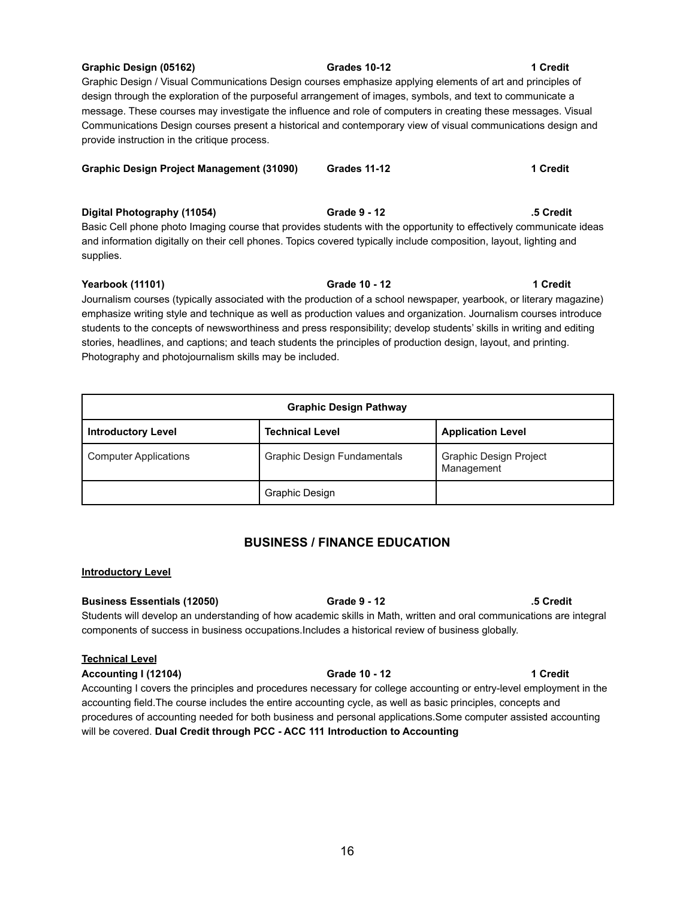**Graphic Design (05162)** **Grades 10-12** **1 Credit**

Graphic Design / Visual Communications Design courses emphasize applying elements of art and principles of design through the exploration of the purposeful arrangement of images, symbols, and text to communicate a message. These courses may investigate the influence and role of computers in creating these messages. Visual Communications Design courses present a historical and contemporary view of visual communications design and provide instruction in the critique process.

**Graphic Design Project Management (31090)** **Grades 11-12** **1 Credit**

**Digital Photography (11054)** **Grade 9 - 12** **.5 Credit**

Basic Cell phone photo Imaging course that provides students with the opportunity to effectively communicate ideas and information digitally on their cell phones. Topics covered typically include composition, layout, lighting and supplies.

**Yearbook (11101)** **Grade 10 - 12** **1 Credit**

Journalism courses (typically associated with the production of a school newspaper, yearbook, or literary magazine) emphasize writing style and technique as well as production values and organization. Journalism courses introduce students to the concepts of newsworthiness and press responsibility; develop students' skills in writing and editing stories, headlines, and captions; and teach students the principles of production design, layout, and printing. Photography and photojournalism skills may be included.

| **Graphic Design Pathway** | | |
|---|---|---|
| **Introductory Level** | **Technical Level** | **Application Level** |
| Computer Applications | Graphic Design Fundamentals | Graphic Design Project Management |
| | Graphic Design | |

## BUSINESS / FINANCE EDUCATION

**Introductory Level**

**Business Essentials (12050)** **Grade 9 - 12** **.5 Credit**

Students will develop an understanding of how academic skills in Math, written and oral communications are integral components of success in business occupations.Includes a historical review of business globally.

**Technical Level**

**Accounting I (12104)** **Grade 10 - 12** **1 Credit**

Accounting I covers the principles and procedures necessary for college accounting or entry-level employment in the accounting field.The course includes the entire accounting cycle, as well as basic principles, concepts and procedures of accounting needed for both business and personal applications.Some computer assisted accounting will be covered. **Dual Credit through PCC - ACC 111 Introduction to Accounting**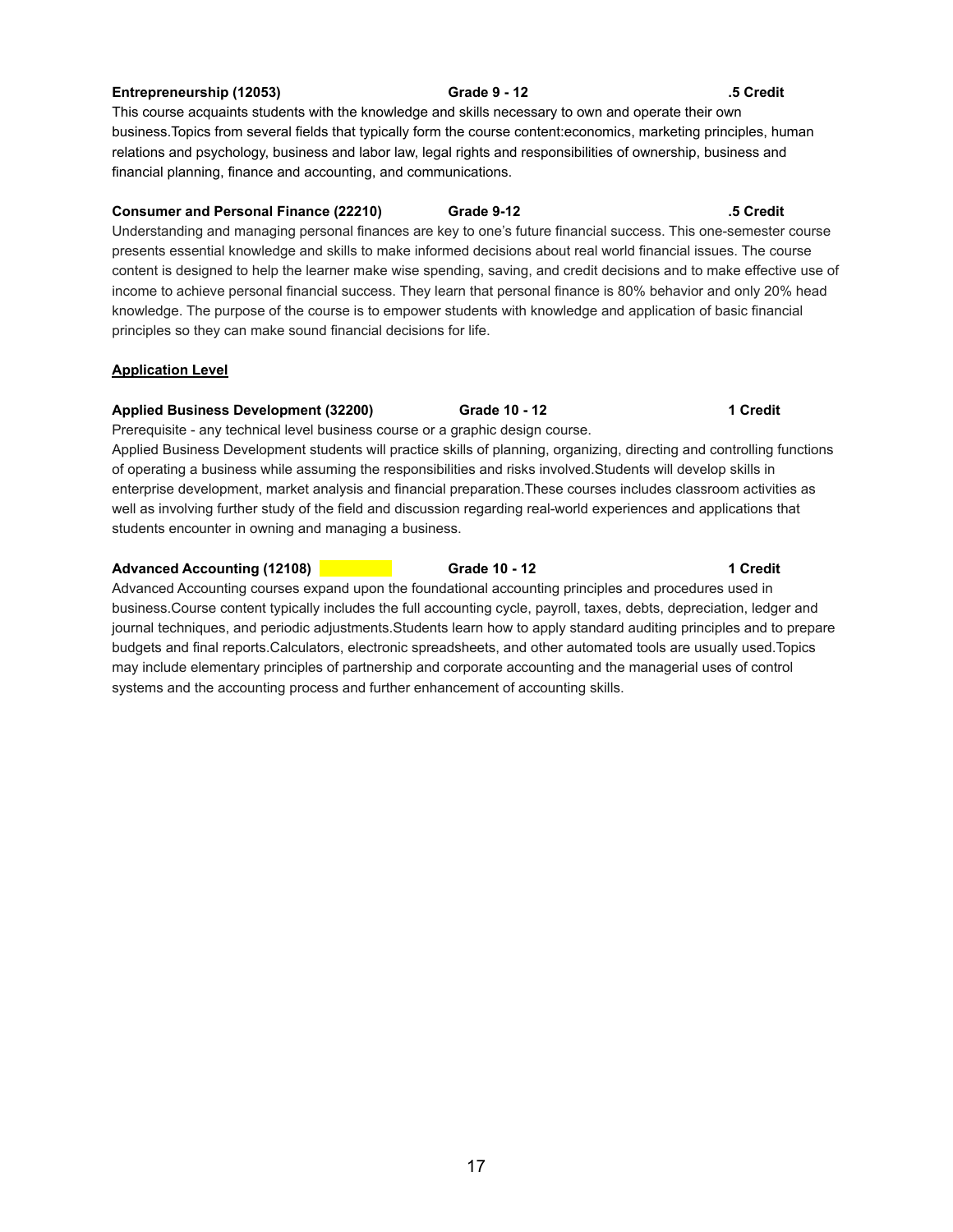**Entrepreneurship (12053)** **Grade 9 - 12** **.5 Credit**

This course acquaints students with the knowledge and skills necessary to own and operate their own business.Topics from several fields that typically form the course content:economics, marketing principles, human relations and psychology, business and labor law, legal rights and responsibilities of ownership, business and financial planning, finance and accounting, and communications.

**Consumer and Personal Finance (22210)** **Grade 9-12** **.5 Credit**

Understanding and managing personal finances are key to one's future financial success. This one-semester course presents essential knowledge and skills to make informed decisions about real world financial issues. The course content is designed to help the learner make wise spending, saving, and credit decisions and to make effective use of income to achieve personal financial success. They learn that personal finance is 80% behavior and only 20% head knowledge. The purpose of the course is to empower students with knowledge and application of basic financial principles so they can make sound financial decisions for life.

**<u>Application Level</u>**

**Applied Business Development (32200)** **Grade 10 - 12** **1 Credit**

Prerequisite - any technical level business course or a graphic design course.

Applied Business Development students will practice skills of planning, organizing, directing and controlling functions of operating a business while assuming the responsibilities and risks involved.Students will develop skills in enterprise development, market analysis and financial preparation.These courses includes classroom activities as well as involving further study of the field and discussion regarding real-world experiences and applications that students encounter in owning and managing a business.

**Advanced Accounting (12108)** **Grade 10 - 12** **1 Credit**

Advanced Accounting courses expand upon the foundational accounting principles and procedures used in business.Course content typically includes the full accounting cycle, payroll, taxes, debts, depreciation, ledger and journal techniques, and periodic adjustments.Students learn how to apply standard auditing principles and to prepare budgets and final reports.Calculators, electronic spreadsheets, and other automated tools are usually used.Topics may include elementary principles of partnership and corporate accounting and the managerial uses of control systems and the accounting process and further enhancement of accounting skills.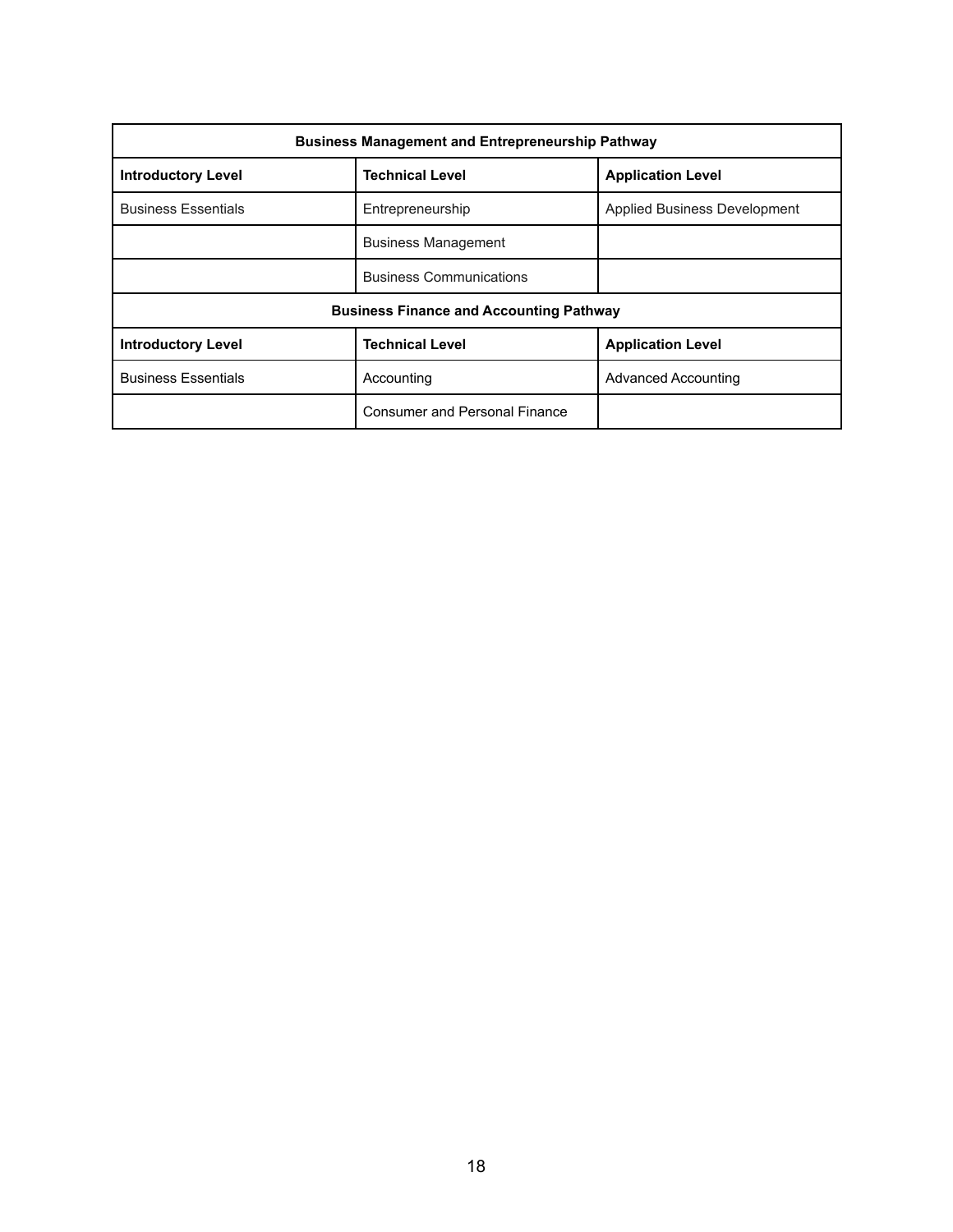| Business Management and Entrepreneurship Pathway | | |
|---|---|---|
| **Introductory Level** | **Technical Level** | **Application Level** |
| Business Essentials | Entrepreneurship | Applied Business Development |
| | Business Management | |
| | Business Communications | |
| **Business Finance and Accounting Pathway** | | |
| **Introductory Level** | **Technical Level** | **Application Level** |
| Business Essentials | Accounting | Advanced Accounting |
| | Consumer and Personal Finance | |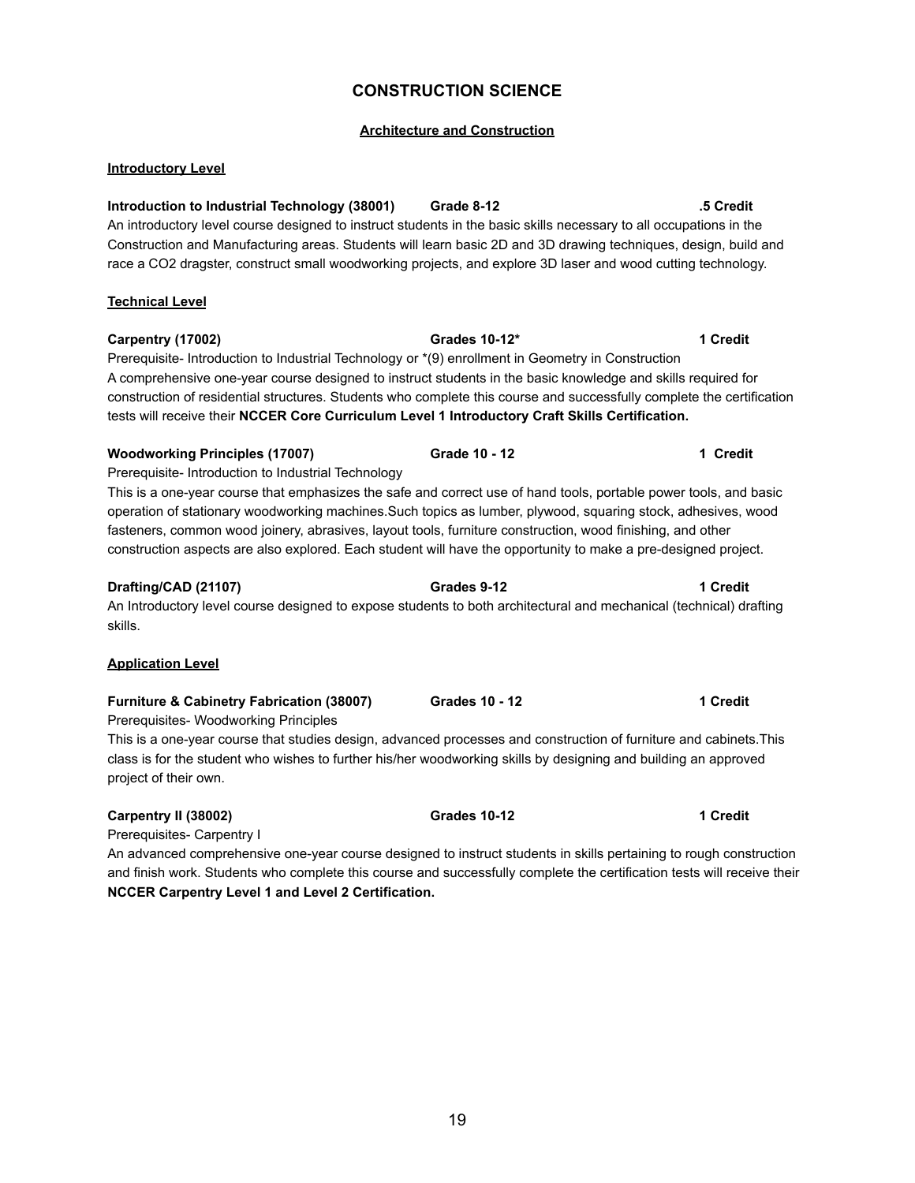# CONSTRUCTION SCIENCE

## Architecture and Construction

### Introductory Level

**Introduction to Industrial Technology (38001)** **Grade 8-12** **.5 Credit**
An introductory level course designed to instruct students in the basic skills necessary to all occupations in the Construction and Manufacturing areas. Students will learn basic 2D and 3D drawing techniques, design, build and race a CO2 dragster, construct small woodworking projects, and explore 3D laser and wood cutting technology.

### Technical Level

**Carpentry (17002)** **Grades 10-12*** **1 Credit**
Prerequisite- Introduction to Industrial Technology or *(9) enrollment in Geometry in Construction
A comprehensive one-year course designed to instruct students in the basic knowledge and skills required for construction of residential structures. Students who complete this course and successfully complete the certification tests will receive their **NCCER Core Curriculum Level 1 Introductory Craft Skills Certification.**

**Woodworking Principles (17007)** **Grade 10 - 12** **1 Credit**
Prerequisite- Introduction to Industrial Technology
This is a one-year course that emphasizes the safe and correct use of hand tools, portable power tools, and basic operation of stationary woodworking machines.Such topics as lumber, plywood, squaring stock, adhesives, wood fasteners, common wood joinery, abrasives, layout tools, furniture construction, wood finishing, and other construction aspects are also explored. Each student will have the opportunity to make a pre-designed project.

**Drafting/CAD (21107)** **Grades 9-12** **1 Credit**
An Introductory level course designed to expose students to both architectural and mechanical (technical) drafting skills.

### Application Level

**Furniture & Cabinetry Fabrication (38007)** **Grades 10 - 12** **1 Credit**
Prerequisites- Woodworking Principles
This is a one-year course that studies design, advanced processes and construction of furniture and cabinets.This class is for the student who wishes to further his/her woodworking skills by designing and building an approved project of their own.

**Carpentry II (38002)** **Grades 10-12** **1 Credit**
Prerequisites- Carpentry I
An advanced comprehensive one-year course designed to instruct students in skills pertaining to rough construction and finish work. Students who complete this course and successfully complete the certification tests will receive their **NCCER Carpentry Level 1 and Level 2 Certification.**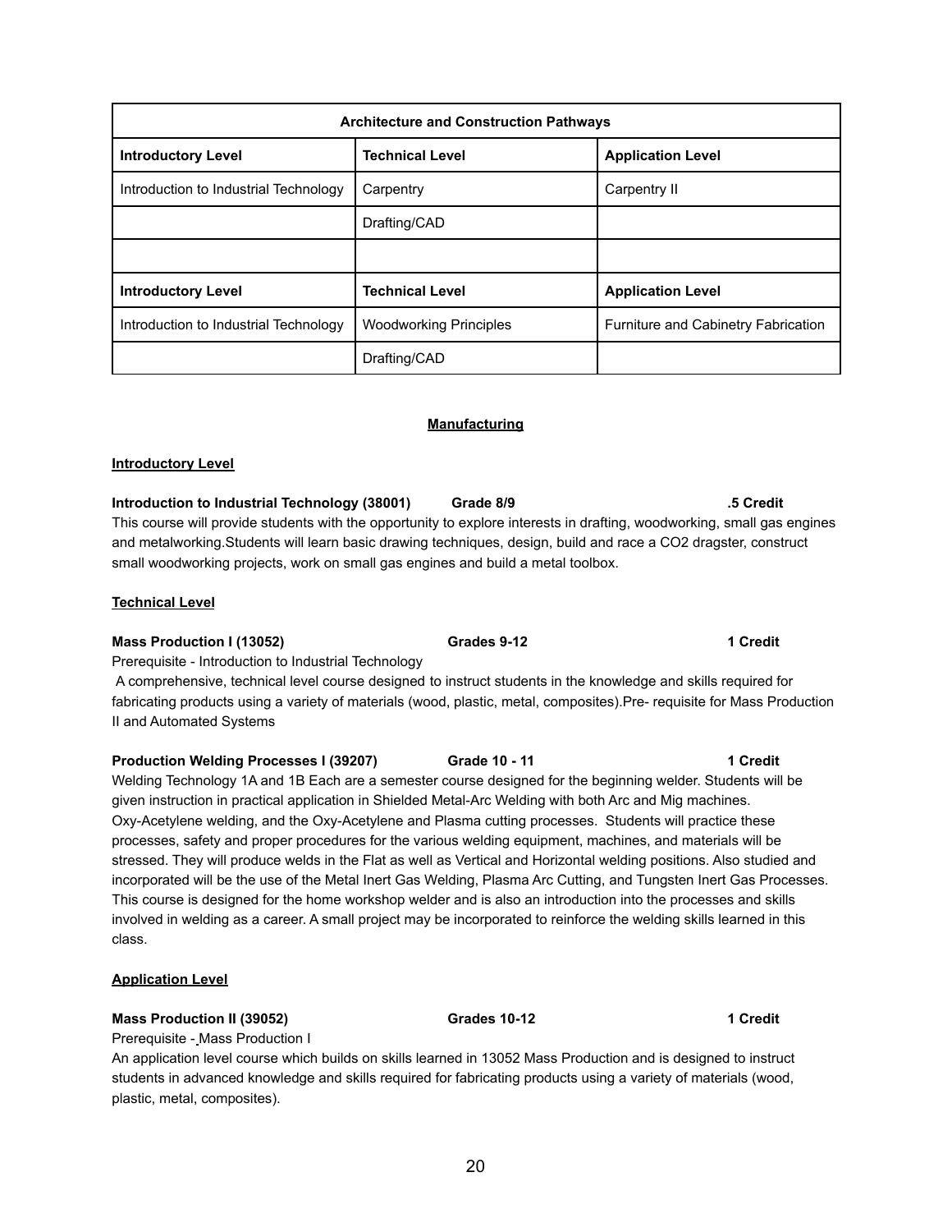| Architecture and Construction Pathways | | |
|---|---|---|
| **Introductory Level** | **Technical Level** | **Application Level** |
| Introduction to Industrial Technology | Carpentry | Carpentry II |
| | Drafting/CAD | |
| | | |
| **Introductory Level** | **Technical Level** | **Application Level** |
| Introduction to Industrial Technology | Woodworking Principles | Furniture and Cabinetry Fabrication |
| | Drafting/CAD | |

## Manufacturing

### Introductory Level

**Introduction to Industrial Technology (38001) Grade 8/9 .5 Credit**

This course will provide students with the opportunity to explore interests in drafting, woodworking, small gas engines and metalworking.Students will learn basic drawing techniques, design, build and race a CO2 dragster, construct small woodworking projects, work on small gas engines and build a metal toolbox.

### Technical Level

**Mass Production I (13052) Grades 9-12 1 Credit**

Prerequisite - Introduction to Industrial Technology

A comprehensive, technical level course designed to instruct students in the knowledge and skills required for fabricating products using a variety of materials (wood, plastic, metal, composites).Pre- requisite for Mass Production II and Automated Systems

**Production Welding Processes I (39207) Grade 10 - 11 1 Credit**

Welding Technology 1A and 1B Each are a semester course designed for the beginning welder. Students will be given instruction in practical application in Shielded Metal-Arc Welding with both Arc and Mig machines. Oxy-Acetylene welding, and the Oxy-Acetylene and Plasma cutting processes. Students will practice these processes, safety and proper procedures for the various welding equipment, machines, and materials will be stressed. They will produce welds in the Flat as well as Vertical and Horizontal welding positions. Also studied and incorporated will be the use of the Metal Inert Gas Welding, Plasma Arc Cutting, and Tungsten Inert Gas Processes. This course is designed for the home workshop welder and is also an introduction into the processes and skills involved in welding as a career. A small project may be incorporated to reinforce the welding skills learned in this class.

### Application Level

**Mass Production II (39052) Grades 10-12 1 Credit**

Prerequisite - Mass Production I

An application level course which builds on skills learned in 13052 Mass Production and is designed to instruct students in advanced knowledge and skills required for fabricating products using a variety of materials (wood, plastic, metal, composites).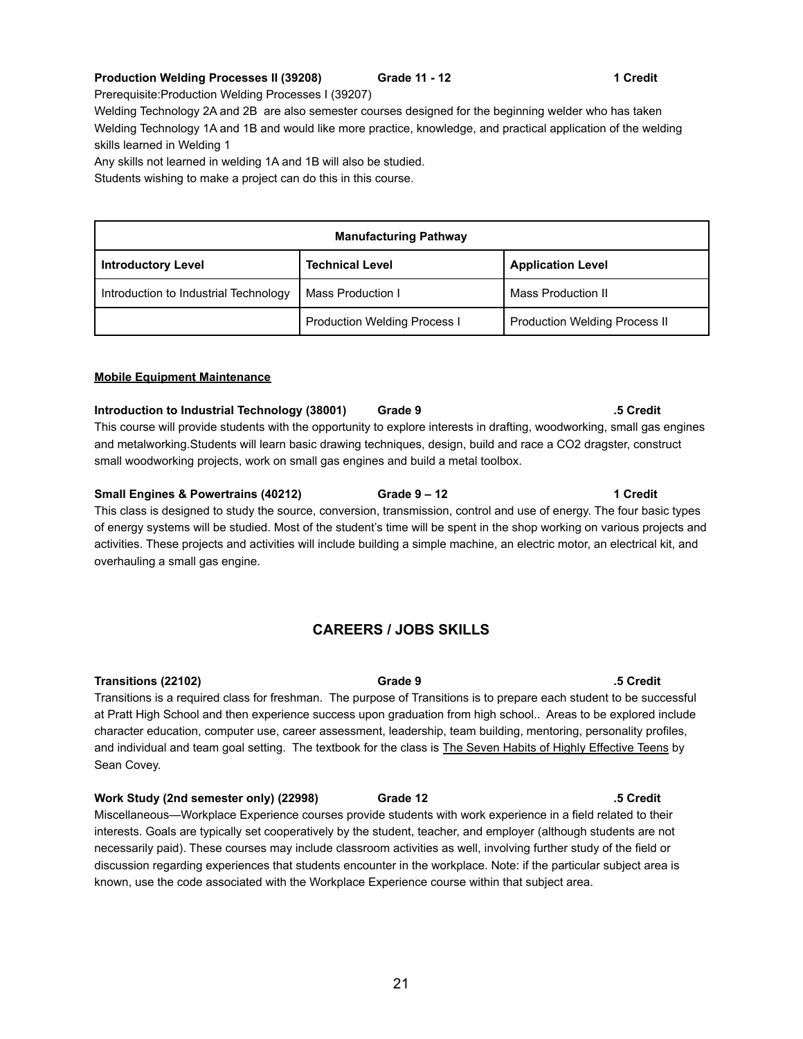**Production Welding Processes II (39208) Grade 11 - 12 1 Credit**

Prerequisite:Production Welding Processes I (39207)

Welding Technology 2A and 2B are also semester courses designed for the beginning welder who has taken Welding Technology 1A and 1B and would like more practice, knowledge, and practical application of the welding skills learned in Welding 1

Any skills not learned in welding 1A and 1B will also be studied.

Students wishing to make a project can do this in this course.

| Manufacturing Pathway | | |
|---|---|---|
| **Introductory Level** | **Technical Level** | **Application Level** |
| Introduction to Industrial Technology | Mass Production I | Mass Production II |
| | Production Welding Process I | Production Welding Process II |

**Mobile Equipment Maintenance**

**Introduction to Industrial Technology (38001) Grade 9 .5 Credit**

This course will provide students with the opportunity to explore interests in drafting, woodworking, small gas engines and metalworking.Students will learn basic drawing techniques, design, build and race a CO2 dragster, construct small woodworking projects, work on small gas engines and build a metal toolbox.

**Small Engines & Powertrains (40212) Grade 9 – 12 1 Credit**

This class is designed to study the source, conversion, transmission, control and use of energy. The four basic types of energy systems will be studied. Most of the student's time will be spent in the shop working on various projects and activities. These projects and activities will include building a simple machine, an electric motor, an electrical kit, and overhauling a small gas engine.

## CAREERS / JOBS SKILLS

**Transitions (22102) Grade 9 .5 Credit**

Transitions is a required class for freshman. The purpose of Transitions is to prepare each student to be successful at Pratt High School and then experience success upon graduation from high school.. Areas to be explored include character education, computer use, career assessment, leadership, team building, mentoring, personality profiles, and individual and team goal setting. The textbook for the class is The Seven Habits of Highly Effective Teens by Sean Covey.

**Work Study (2nd semester only) (22998) Grade 12 .5 Credit**

Miscellaneous—Workplace Experience courses provide students with work experience in a field related to their interests. Goals are typically set cooperatively by the student, teacher, and employer (although students are not necessarily paid). These courses may include classroom activities as well, involving further study of the field or discussion regarding experiences that students encounter in the workplace. Note: if the particular subject area is known, use the code associated with the Workplace Experience course within that subject area.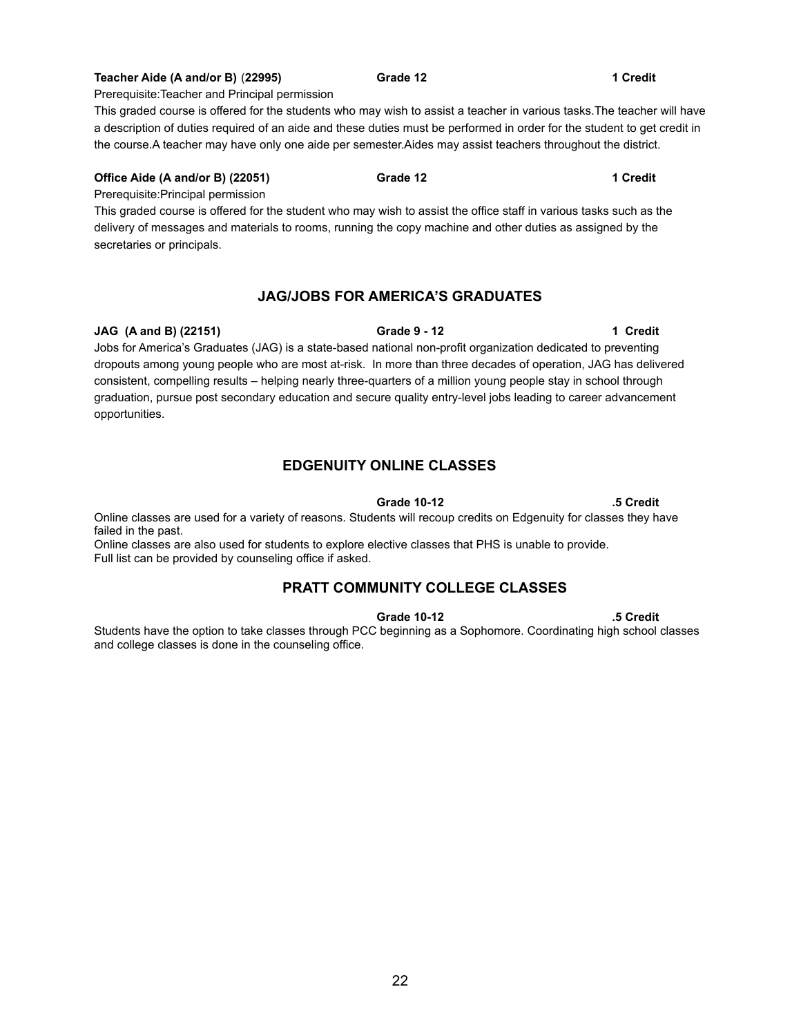**Teacher Aide (A and/or B)** (**22995)** **Grade 12** **1 Credit**

Prerequisite:Teacher and Principal permission

This graded course is offered for the students who may wish to assist a teacher in various tasks.The teacher will have a description of duties required of an aide and these duties must be performed in order for the student to get credit in the course.A teacher may have only one aide per semester.Aides may assist teachers throughout the district.

**Office Aide (A and/or B) (22051)** **Grade 12** **1 Credit**

Prerequisite:Principal permission

This graded course is offered for the student who may wish to assist the office staff in various tasks such as the delivery of messages and materials to rooms, running the copy machine and other duties as assigned by the secretaries or principals.

## JAG/JOBS FOR AMERICA'S GRADUATES

**JAG (A and B) (22151)** **Grade 9 - 12** **1 Credit**

Jobs for America's Graduates (JAG) is a state-based national non-profit organization dedicated to preventing dropouts among young people who are most at-risk. In more than three decades of operation, JAG has delivered consistent, compelling results – helping nearly three-quarters of a million young people stay in school through graduation, pursue post secondary education and secure quality entry-level jobs leading to career advancement opportunities.

## EDGENUITY ONLINE CLASSES

**Grade 10-12** **.5 Credit**

Online classes are used for a variety of reasons. Students will recoup credits on Edgenuity for classes they have failed in the past.

Online classes are also used for students to explore elective classes that PHS is unable to provide.

Full list can be provided by counseling office if asked.

## PRATT COMMUNITY COLLEGE CLASSES

**Grade 10-12** **.5 Credit**

Students have the option to take classes through PCC beginning as a Sophomore. Coordinating high school classes and college classes is done in the counseling office.